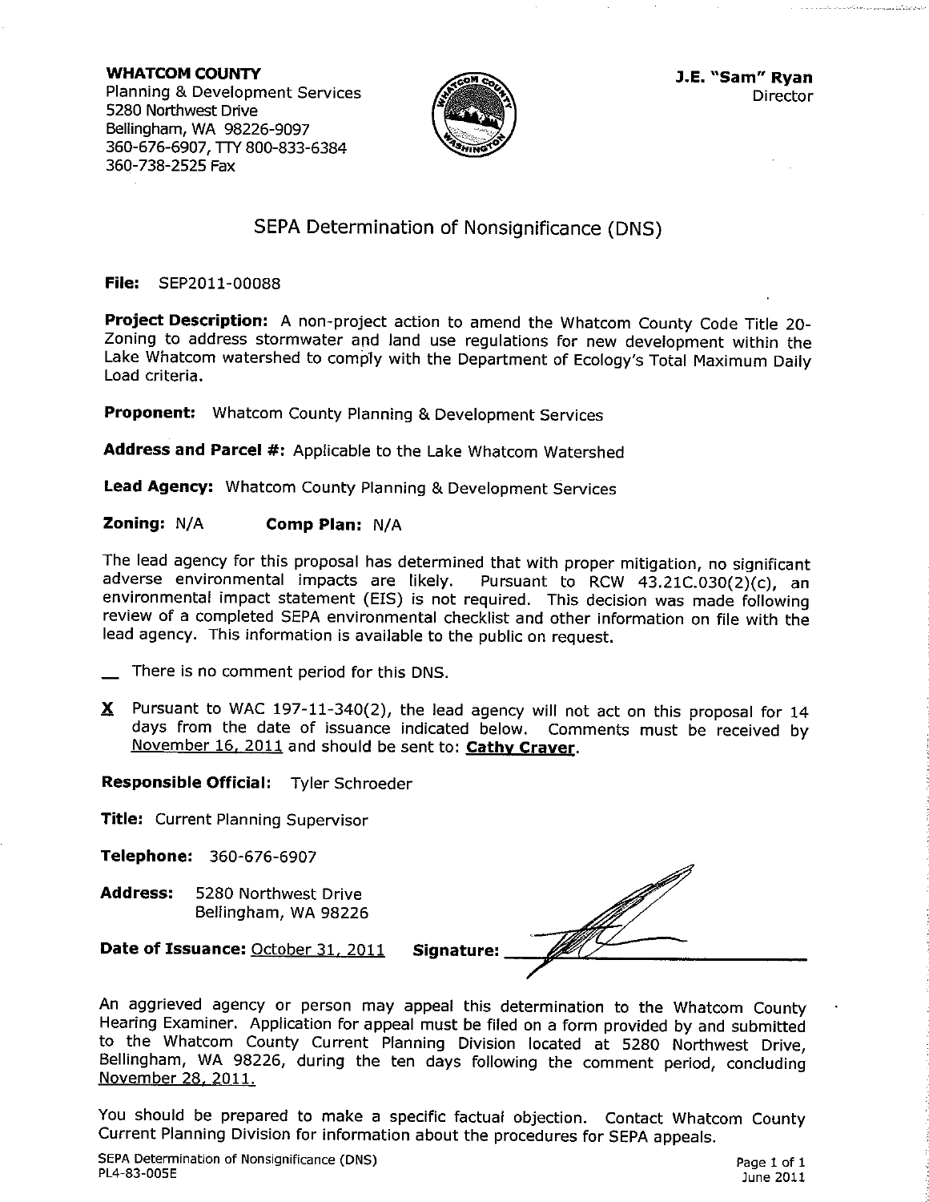**WHATCOM COUNTY**
Planning & Development Services
5280 Northwest Drive
Bellingham, WA 98226-9097
360-676-6907, TTY 800-833-6384
360-738-2525 Fax

**J.E. "Sam" Ryan**
Director

# SEPA Determination of Nonsignificance (DNS)

**File:** SEP2011-00088

**Project Description:** A non-project action to amend the Whatcom County Code Title 20-Zoning to address stormwater and land use regulations for new development within the Lake Whatcom watershed to comply with the Department of Ecology's Total Maximum Daily Load criteria.

**Proponent:** Whatcom County Planning & Development Services

**Address and Parcel #:** Applicable to the Lake Whatcom Watershed

**Lead Agency:** Whatcom County Planning & Development Services

**Zoning:** N/A **Comp Plan:** N/A

The lead agency for this proposal has determined that with proper mitigation, no significant adverse environmental impacts are likely. Pursuant to RCW 43.21C.030(2)(c), an environmental impact statement (EIS) is not required. This decision was made following review of a completed SEPA environmental checklist and other information on file with the lead agency. This information is available to the public on request.

__ There is no comment period for this DNS.

X Pursuant to WAC 197-11-340(2), the lead agency will not act on this proposal for 14 days from the date of issuance indicated below. Comments must be received by November 16, 2011 and should be sent to: **Cathy Craver**.

**Responsible Official:** Tyler Schroeder

**Title:** Current Planning Supervisor

**Telephone:** 360-676-6907

**Address:** 5280 Northwest Drive
Bellingham, WA 98226

**Date of Issuance:** October 31, 2011 **Signature:** ______________

An aggrieved agency or person may appeal this determination to the Whatcom County Hearing Examiner. Application for appeal must be filed on a form provided by and submitted to the Whatcom County Current Planning Division located at 5280 Northwest Drive, Bellingham, WA 98226, during the ten days following the comment period, concluding November 28, 2011.

You should be prepared to make a specific factual objection. Contact Whatcom County Current Planning Division for information about the procedures for SEPA appeals.

SEPA Determination of Nonsignificance (DNS)
PL4-83-005E

June 2011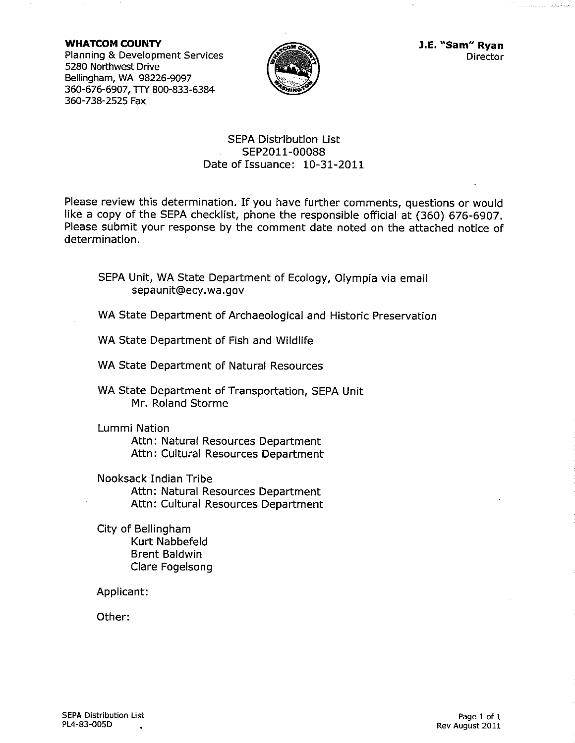**WHATCOM COUNTY**
Planning & Development Services
5280 Northwest Drive
Bellingham, WA 98226-9097
360-676-6907, TTY 800-833-6384
360-738-2525 Fax

**J.E. "Sam" Ryan**
Director

SEPA Distribution List
SEP2011-00088
Date of Issuance: 10-31-2011

Please review this determination. If you have further comments, questions or would like a copy of the SEPA checklist, phone the responsible official at (360) 676-6907. Please submit your response by the comment date noted on the attached notice of determination.

SEPA Unit, WA State Department of Ecology, Olympia via email
sepaunit@ecy.wa.gov

WA State Department of Archaeological and Historic Preservation

WA State Department of Fish and Wildlife

WA State Department of Natural Resources

WA State Department of Transportation, SEPA Unit
Mr. Roland Storme

Lummi Nation
Attn: Natural Resources Department
Attn: Cultural Resources Department

Nooksack Indian Tribe
Attn: Natural Resources Department
Attn: Cultural Resources Department

City of Bellingham
Kurt Nabbefeld
Brent Baldwin
Clare Fogelsong

Applicant:

Other:

SEPA Distribution List
PL4-83-005D

Rev August 2011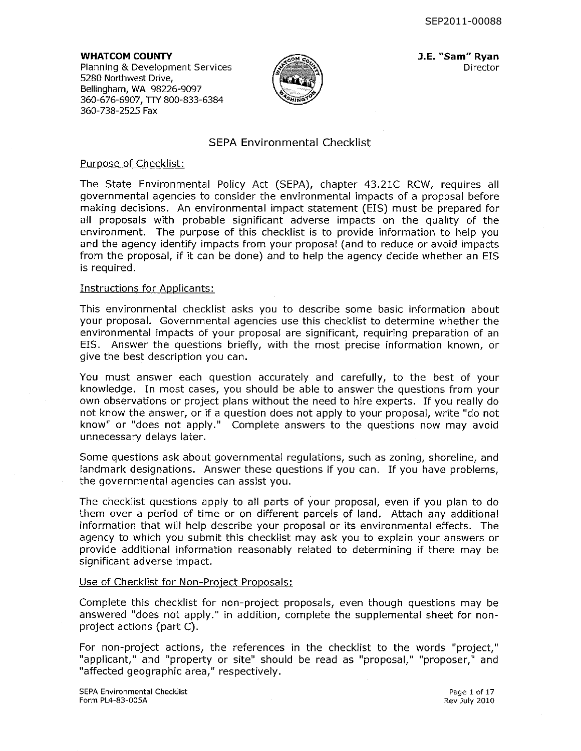SEP2011-00088

**WHATCOM COUNTY**
Planning & Development Services
5280 Northwest Drive,
Bellingham, WA 98226-9097
360-676-6907, TTY 800-833-6384
360-738-2525 Fax

**J.E. "Sam" Ryan**
Director

# SEPA Environmental Checklist

Purpose of Checklist:

The State Environmental Policy Act (SEPA), chapter 43.21C RCW, requires all governmental agencies to consider the environmental impacts of a proposal before making decisions. An environmental impact statement (EIS) must be prepared for all proposals with probable significant adverse impacts on the quality of the environment. The purpose of this checklist is to provide information to help you and the agency identify impacts from your proposal (and to reduce or avoid impacts from the proposal, if it can be done) and to help the agency decide whether an EIS is required.

Instructions for Applicants:

This environmental checklist asks you to describe some basic information about your proposal. Governmental agencies use this checklist to determine whether the environmental impacts of your proposal are significant, requiring preparation of an EIS. Answer the questions briefly, with the most precise information known, or give the best description you can.

You must answer each question accurately and carefully, to the best of your knowledge. In most cases, you should be able to answer the questions from your own observations or project plans without the need to hire experts. If you really do not know the answer, or if a question does not apply to your proposal, write "do not know" or "does not apply." Complete answers to the questions now may avoid unnecessary delays later.

Some questions ask about governmental regulations, such as zoning, shoreline, and landmark designations. Answer these questions if you can. If you have problems, the governmental agencies can assist you.

The checklist questions apply to all parts of your proposal, even if you plan to do them over a period of time or on different parcels of land. Attach any additional information that will help describe your proposal or its environmental effects. The agency to which you submit this checklist may ask you to explain your answers or provide additional information reasonably related to determining if there may be significant adverse impact.

Use of Checklist for Non-Project Proposals:

Complete this checklist for non-project proposals, even though questions may be answered "does not apply." in addition, complete the supplemental sheet for non-project actions (part C).

For non-project actions, the references in the checklist to the words "project," "applicant," and "property or site" should be read as "proposal," "proposer," and "affected geographic area," respectively.

SEPA Environmental Checklist
Form PL4-83-005A

Rev July 2010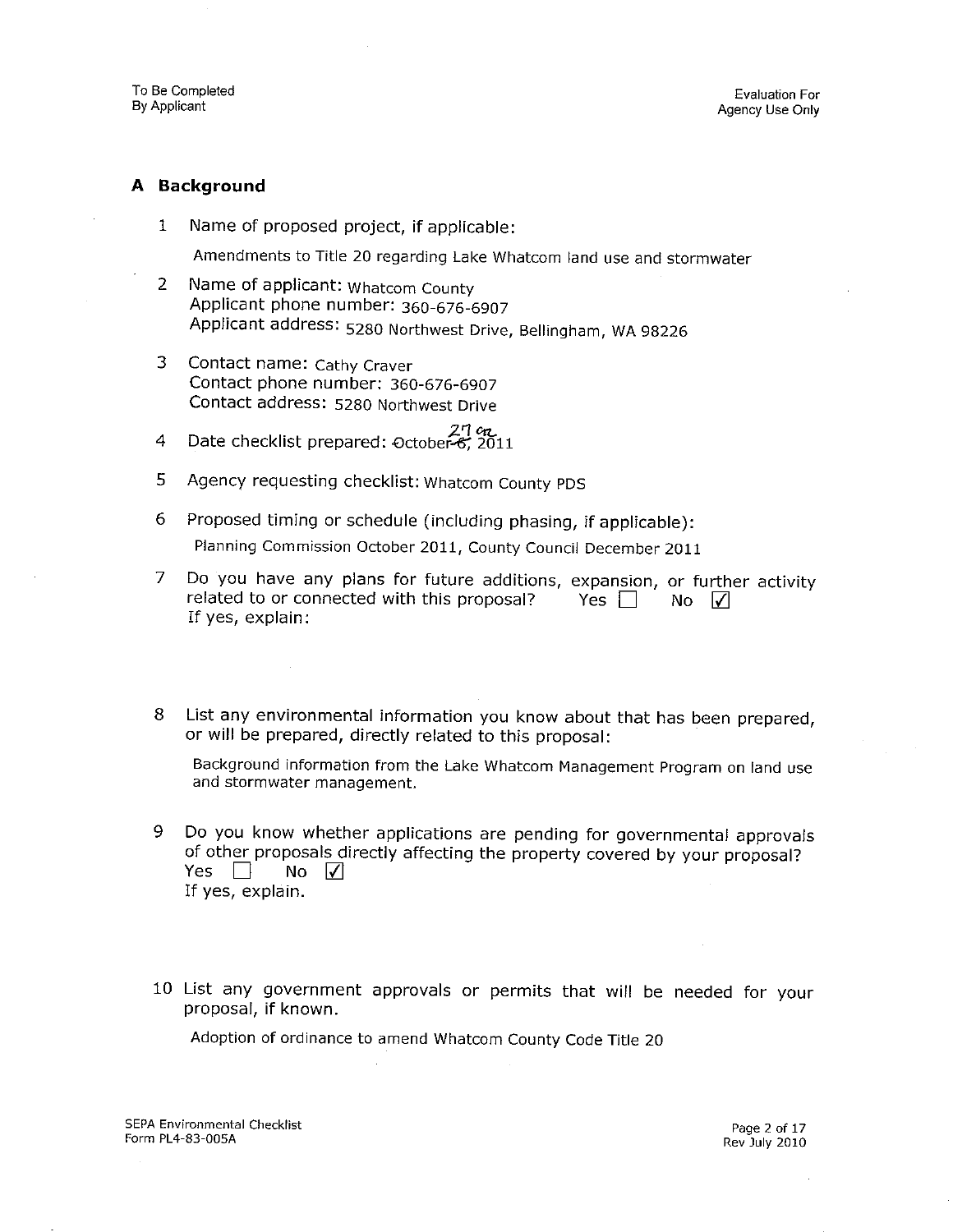To Be Completed By Applicant

Evaluation For Agency Use Only

## A Background

1 Name of proposed project, if applicable:

Amendments to Title 20 regarding Lake Whatcom land use and stormwater

2 Name of applicant: Whatcom County
Applicant phone number: 360-676-6907
Applicant address: 5280 Northwest Drive, Bellingham, WA 98226

3 Contact name: Cathy Craver
Contact phone number: 360-676-6907
Contact address: 5280 Northwest Drive

4 Date checklist prepared: ~~October 6,~~ 27 cc 2011

5 Agency requesting checklist: Whatcom County PDS

6 Proposed timing or schedule (including phasing, if applicable):

Planning Commission October 2011, County Council December 2011

7 Do you have any plans for future additions, expansion, or further activity related to or connected with this proposal? Yes ☐ No ☑
If yes, explain:

8 List any environmental information you know about that has been prepared, or will be prepared, directly related to this proposal:

Background information from the Lake Whatcom Management Program on land use and stormwater management.

9 Do you know whether applications are pending for governmental approvals of other proposals directly affecting the property covered by your proposal?
Yes ☐ No ☑
If yes, explain.

10 List any government approvals or permits that will be needed for your proposal, if known.

Adoption of ordinance to amend Whatcom County Code Title 20

SEPA Environmental Checklist
Form PL4-83-005A

Rev July 2010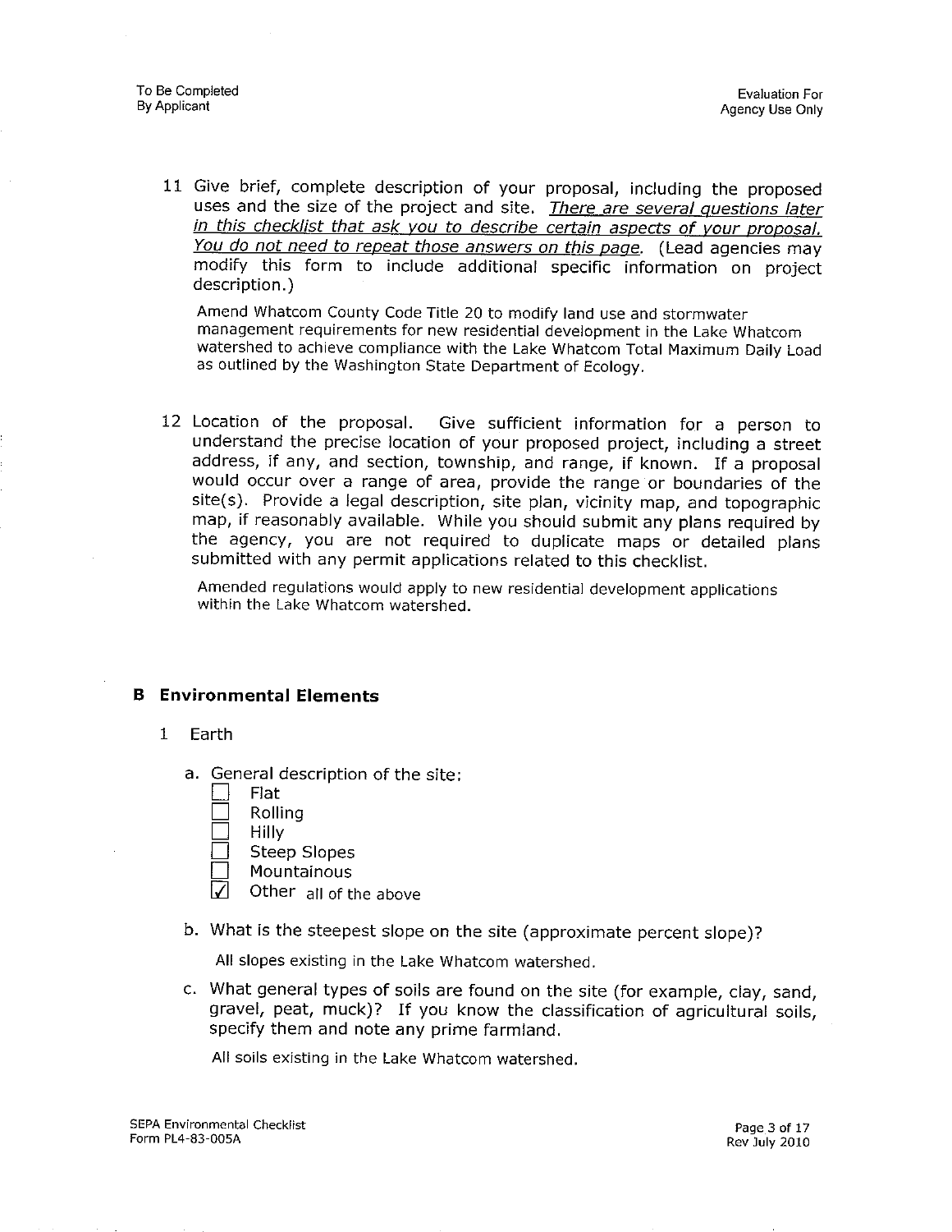To Be Completed By Applicant

Evaluation For Agency Use Only

11 Give brief, complete description of your proposal, including the proposed uses and the size of the project and site. _There are several questions later in this checklist that ask you to describe certain aspects of your proposal. You do not need to repeat those answers on this page._ (Lead agencies may modify this form to include additional specific information on project description.)

   Amend Whatcom County Code Title 20 to modify land use and stormwater management requirements for new residential development in the Lake Whatcom watershed to achieve compliance with the Lake Whatcom Total Maximum Daily Load as outlined by the Washington State Department of Ecology.

12 Location of the proposal. Give sufficient information for a person to understand the precise location of your proposed project, including a street address, if any, and section, township, and range, if known. If a proposal would occur over a range of area, provide the range or boundaries of the site(s). Provide a legal description, site plan, vicinity map, and topographic map, if reasonably available. While you should submit any plans required by the agency, you are not required to duplicate maps or detailed plans submitted with any permit applications related to this checklist.

   Amended regulations would apply to new residential development applications within the Lake Whatcom watershed.

## B Environmental Elements

1 Earth

a. General description of the site:
   - [ ] Flat
   - [ ] Rolling
   - [ ] Hilly
   - [ ] Steep Slopes
   - [ ] Mountainous
   - [x] Other all of the above

b. What is the steepest slope on the site (approximate percent slope)?

   All slopes existing in the Lake Whatcom watershed.

c. What general types of soils are found on the site (for example, clay, sand, gravel, peat, muck)? If you know the classification of agricultural soils, specify them and note any prime farmland.

   All soils existing in the Lake Whatcom watershed.

SEPA Environmental Checklist
Form PL4-83-005A

Rev July 2010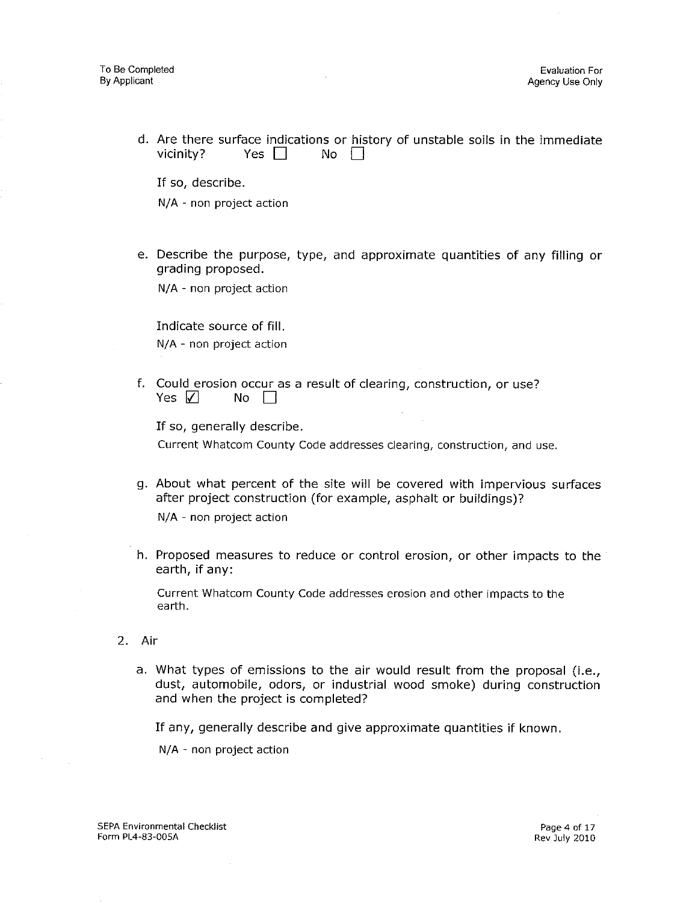d. Are there surface indications or history of unstable soils in the immediate vicinity? Yes ☐ No ☐

   If so, describe.

   N/A - non project action

e. Describe the purpose, type, and approximate quantities of any filling or grading proposed.

   N/A - non project action

   Indicate source of fill.

   N/A - non project action

f. Could erosion occur as a result of clearing, construction, or use? Yes ☑ No ☐

   If so, generally describe.

   Current Whatcom County Code addresses clearing, construction, and use.

g. About what percent of the site will be covered with impervious surfaces after project construction (for example, asphalt or buildings)?

   N/A - non project action

h. Proposed measures to reduce or control erosion, or other impacts to the earth, if any:

   Current Whatcom County Code addresses erosion and other impacts to the earth.

2. Air

   a. What types of emissions to the air would result from the proposal (i.e., dust, automobile, odors, or industrial wood smoke) during construction and when the project is completed?

      If any, generally describe and give approximate quantities if known.

      N/A - non project action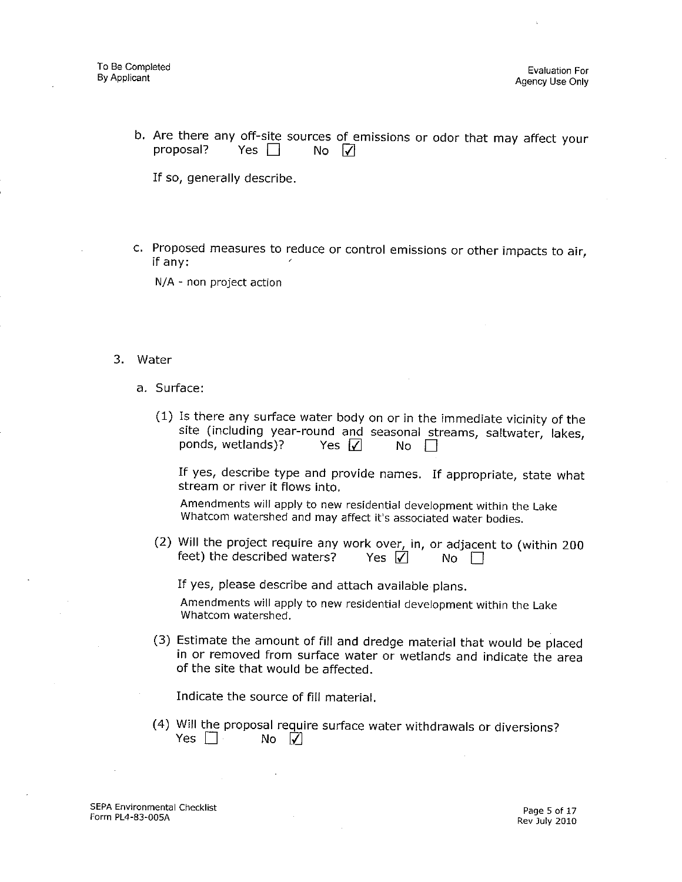To Be Completed
By Applicant

Evaluation For
Agency Use Only

b. Are there any off-site sources of emissions or odor that may affect your proposal? Yes ☐ No ☑

If so, generally describe.

c. Proposed measures to reduce or control emissions or other impacts to air, if any:

N/A - non project action

3. Water

a. Surface:

(1) Is there any surface water body on or in the immediate vicinity of the site (including year-round and seasonal streams, saltwater, lakes, ponds, wetlands)? Yes ☑ No ☐

If yes, describe type and provide names. If appropriate, state what stream or river it flows into.

Amendments will apply to new residential development within the Lake Whatcom watershed and may affect it's associated water bodies.

(2) Will the project require any work over, in, or adjacent to (within 200 feet) the described waters? Yes ☑ No ☐

If yes, please describe and attach available plans.

Amendments will apply to new residential development within the Lake Whatcom watershed.

(3) Estimate the amount of fill and dredge material that would be placed in or removed from surface water or wetlands and indicate the area of the site that would be affected.

Indicate the source of fill material.

(4) Will the proposal require surface water withdrawals or diversions? Yes ☐ No ☑

SEPA Environmental Checklist
Form PL4-83-005A

Rev July 2010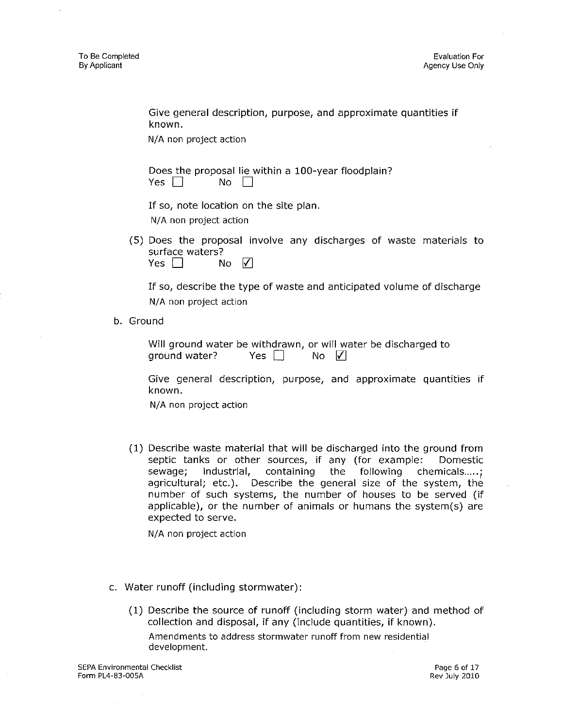Give general description, purpose, and approximate quantities if known.

N/A non project action

Does the proposal lie within a 100-year floodplain?
Yes ☐ No ☐

If so, note location on the site plan.

N/A non project action

(5) Does the proposal involve any discharges of waste materials to surface waters?
Yes ☐ No ☑

If so, describe the type of waste and anticipated volume of discharge

N/A non project action

b. Ground

Will ground water be withdrawn, or will water be discharged to ground water? Yes ☐ No ☑

Give general description, purpose, and approximate quantities if known.

N/A non project action

(1) Describe waste material that will be discharged into the ground from septic tanks or other sources, if any (for example: Domestic sewage; industrial, containing the following chemicals.....; agricultural; etc.). Describe the general size of the system, the number of such systems, the number of houses to be served (if applicable), or the number of animals or humans the system(s) are expected to serve.

N/A non project action

c. Water runoff (including stormwater):

(1) Describe the source of runoff (including storm water) and method of collection and disposal, if any (include quantities, if known).

Amendments to address stormwater runoff from new residential development.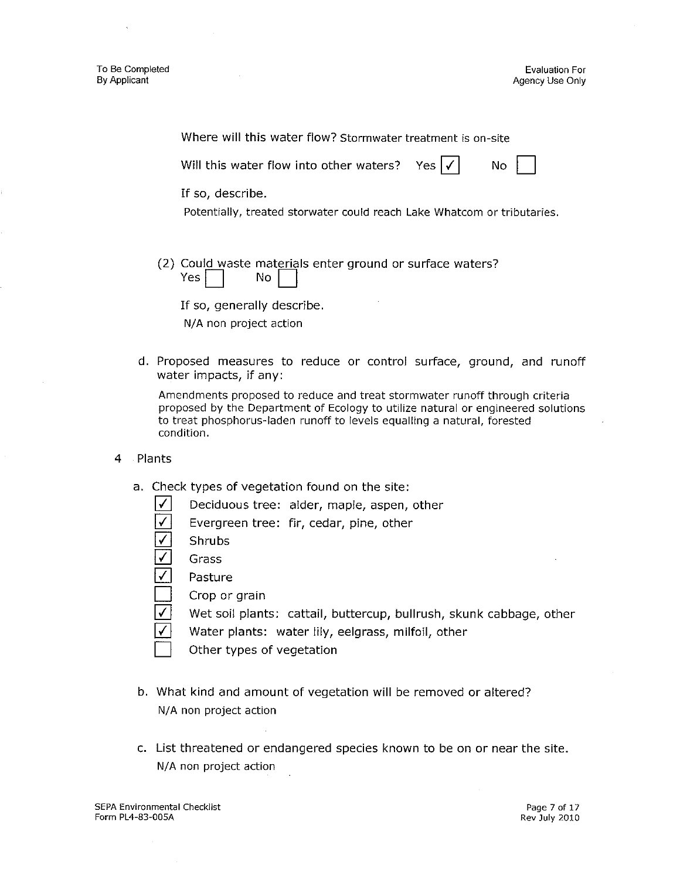To Be Completed By Applicant

Evaluation For Agency Use Only

Where will this water flow? Stormwater treatment is on-site

Will this water flow into other waters? Yes ☑ No ☐

If so, describe.

Potentially, treated storwater could reach Lake Whatcom or tributaries.

(2) Could waste materials enter ground or surface waters?
Yes ☐ No ☐

If so, generally describe.

N/A non project action

d. Proposed measures to reduce or control surface, ground, and runoff water impacts, if any:

Amendments proposed to reduce and treat stormwater runoff through criteria proposed by the Department of Ecology to utilize natural or engineered solutions to treat phosphorus-laden runoff to levels equalling a natural, forested condition.

4 Plants

a. Check types of vegetation found on the site:

- ☑ Deciduous tree: alder, maple, aspen, other
- ☑ Evergreen tree: fir, cedar, pine, other
- ☑ Shrubs
- ☑ Grass
- ☑ Pasture
- ☐ Crop or grain
- ☑ Wet soil plants: cattail, buttercup, bullrush, skunk cabbage, other
- ☑ Water plants: water lily, eelgrass, milfoil, other
- ☐ Other types of vegetation

b. What kind and amount of vegetation will be removed or altered?

N/A non project action

c. List threatened or endangered species known to be on or near the site.

N/A non project action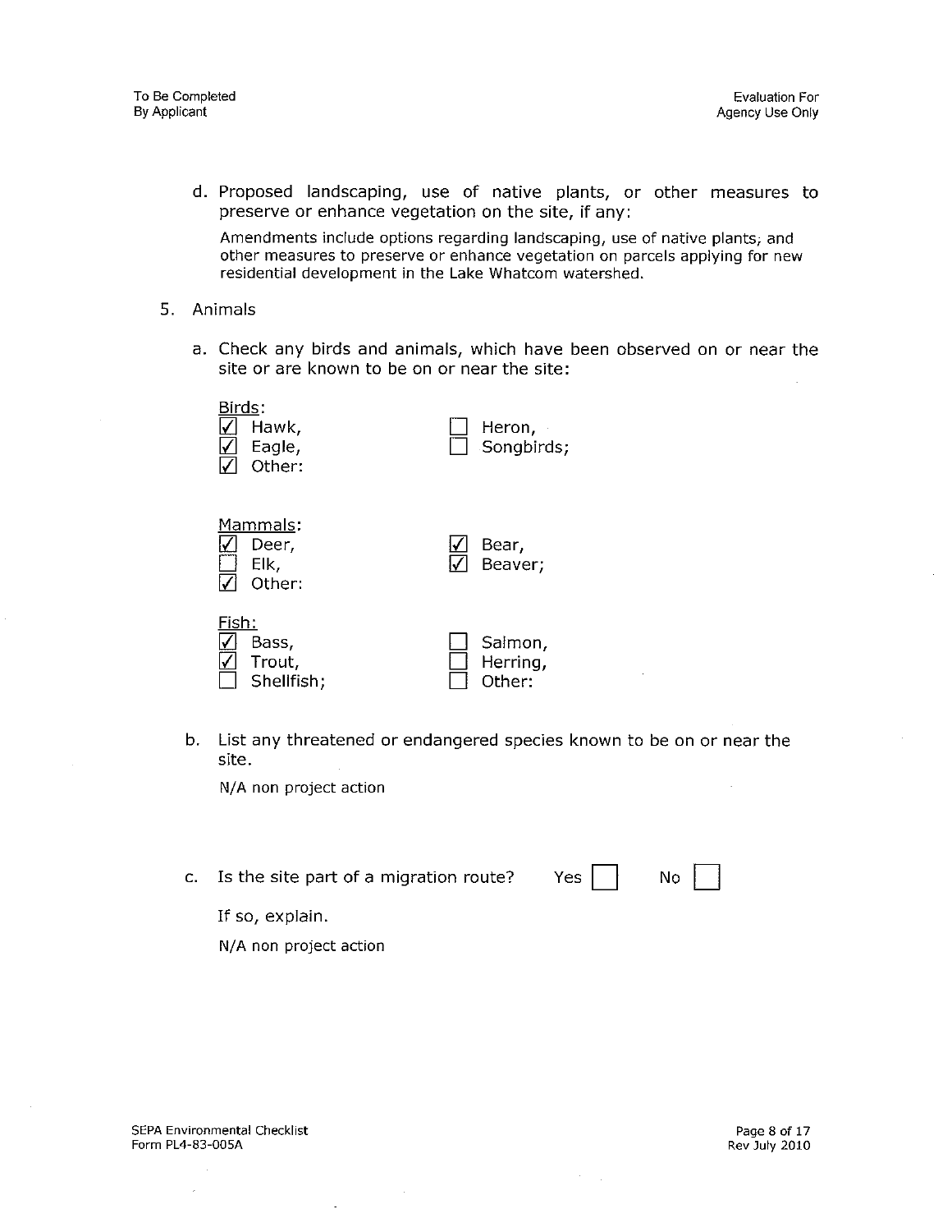d. Proposed landscaping, use of native plants, or other measures to preserve or enhance vegetation on the site, if any:

   Amendments include options regarding landscaping, use of native plants, and other measures to preserve or enhance vegetation on parcels applying for new residential development in the Lake Whatcom watershed.

5. Animals

   a. Check any birds and animals, which have been observed on or near the site or are known to be on or near the site:

   Birds:
   - [x] Hawk,
   - [x] Eagle,
   - [x] Other:
   - [ ] Heron,
   - [ ] Songbirds;

   Mammals:
   - [x] Deer,
   - [ ] Elk,
   - [x] Other:
   - [x] Bear,
   - [x] Beaver;

   Fish:
   - [x] Bass,
   - [x] Trout,
   - [ ] Shellfish;
   - [ ] Salmon,
   - [ ] Herring,
   - [ ] Other:

   b. List any threatened or endangered species known to be on or near the site.

   N/A non project action

   c. Is the site part of a migration route? Yes [ ] No [ ]

   If so, explain.

   N/A non project action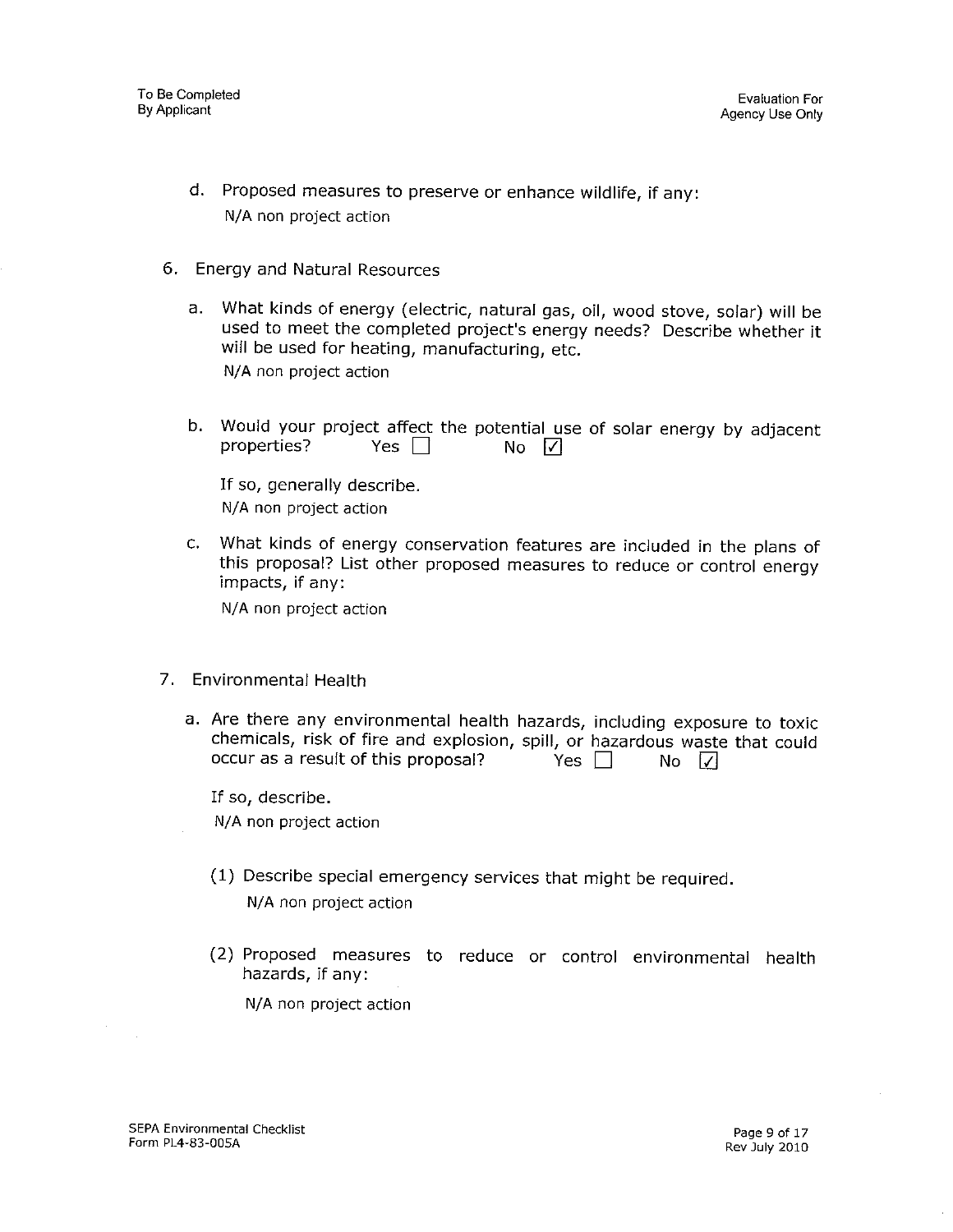d. Proposed measures to preserve or enhance wildlife, if any:

N/A non project action

6. Energy and Natural Resources

a. What kinds of energy (electric, natural gas, oil, wood stove, solar) will be used to meet the completed project's energy needs? Describe whether it will be used for heating, manufacturing, etc.

N/A non project action

b. Would your project affect the potential use of solar energy by adjacent properties? Yes ☐ No ☑

If so, generally describe.

N/A non project action

c. What kinds of energy conservation features are included in the plans of this proposal? List other proposed measures to reduce or control energy impacts, if any:

N/A non project action

7. Environmental Health

a. Are there any environmental health hazards, including exposure to toxic chemicals, risk of fire and explosion, spill, or hazardous waste that could occur as a result of this proposal? Yes ☐ No ☑

If so, describe.

N/A non project action

(1) Describe special emergency services that might be required.

N/A non project action

(2) Proposed measures to reduce or control environmental health hazards, if any:

N/A non project action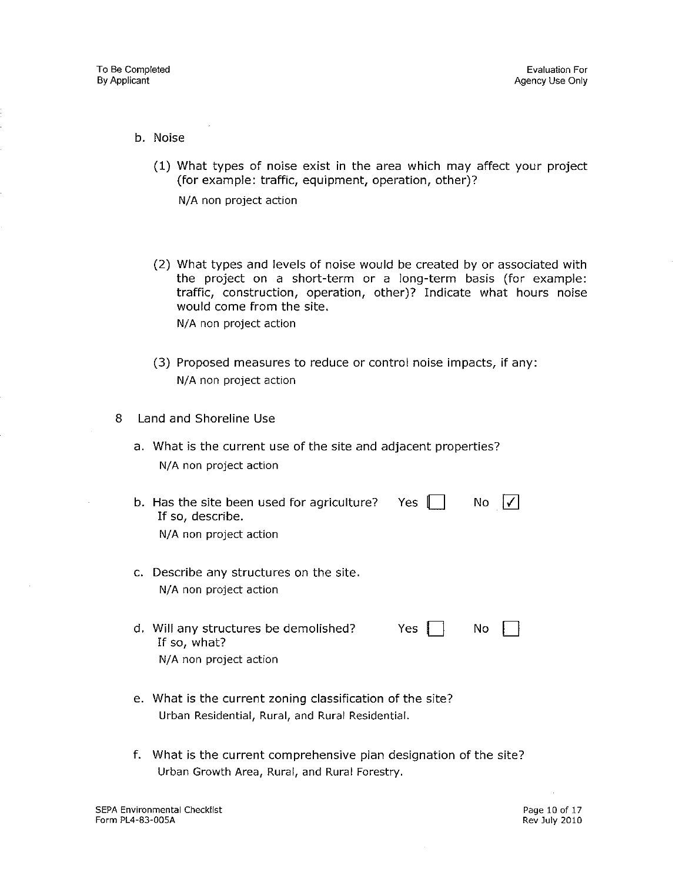b. Noise

(1) What types of noise exist in the area which may affect your project (for example: traffic, equipment, operation, other)?

N/A non project action

(2) What types and levels of noise would be created by or associated with the project on a short-term or a long-term basis (for example: traffic, construction, operation, other)? Indicate what hours noise would come from the site.

N/A non project action

(3) Proposed measures to reduce or control noise impacts, if any:

N/A non project action

8 Land and Shoreline Use

a. What is the current use of the site and adjacent properties?

N/A non project action

b. Has the site been used for agriculture? Yes ☐ No ☑
If so, describe.

N/A non project action

c. Describe any structures on the site.

N/A non project action

d. Will any structures be demolished? Yes ☐ No ☐
If so, what?

N/A non project action

e. What is the current zoning classification of the site?

Urban Residential, Rural, and Rural Residential.

f. What is the current comprehensive plan designation of the site?

Urban Growth Area, Rural, and Rural Forestry.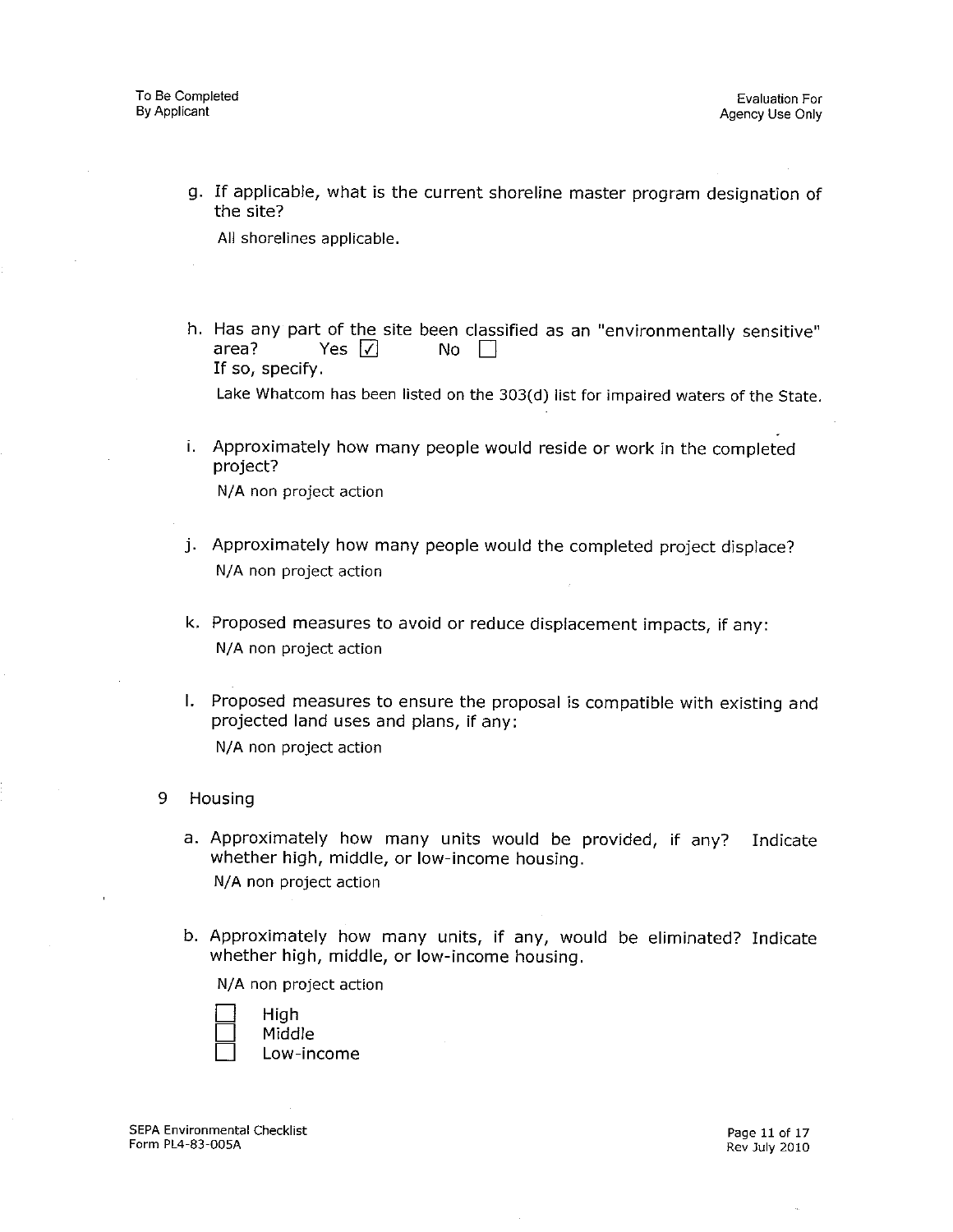To Be Completed
By Applicant

Evaluation For
Agency Use Only

g. If applicable, what is the current shoreline master program designation of the site?

All shorelines applicable.

h. Has any part of the site been classified as an "environmentally sensitive" area? Yes ☑ No ☐
If so, specify.

Lake Whatcom has been listed on the 303(d) list for impaired waters of the State.

i. Approximately how many people would reside or work in the completed project?

N/A non project action

j. Approximately how many people would the completed project displace?

N/A non project action

k. Proposed measures to avoid or reduce displacement impacts, if any:

N/A non project action

l. Proposed measures to ensure the proposal is compatible with existing and projected land uses and plans, if any:

N/A non project action

9 Housing

a. Approximately how many units would be provided, if any? Indicate whether high, middle, or low-income housing.

N/A non project action

b. Approximately how many units, if any, would be eliminated? Indicate whether high, middle, or low-income housing.

N/A non project action

☐ High
☐ Middle
☐ Low-income

SEPA Environmental Checklist
Form PL4-83-005A

Rev July 2010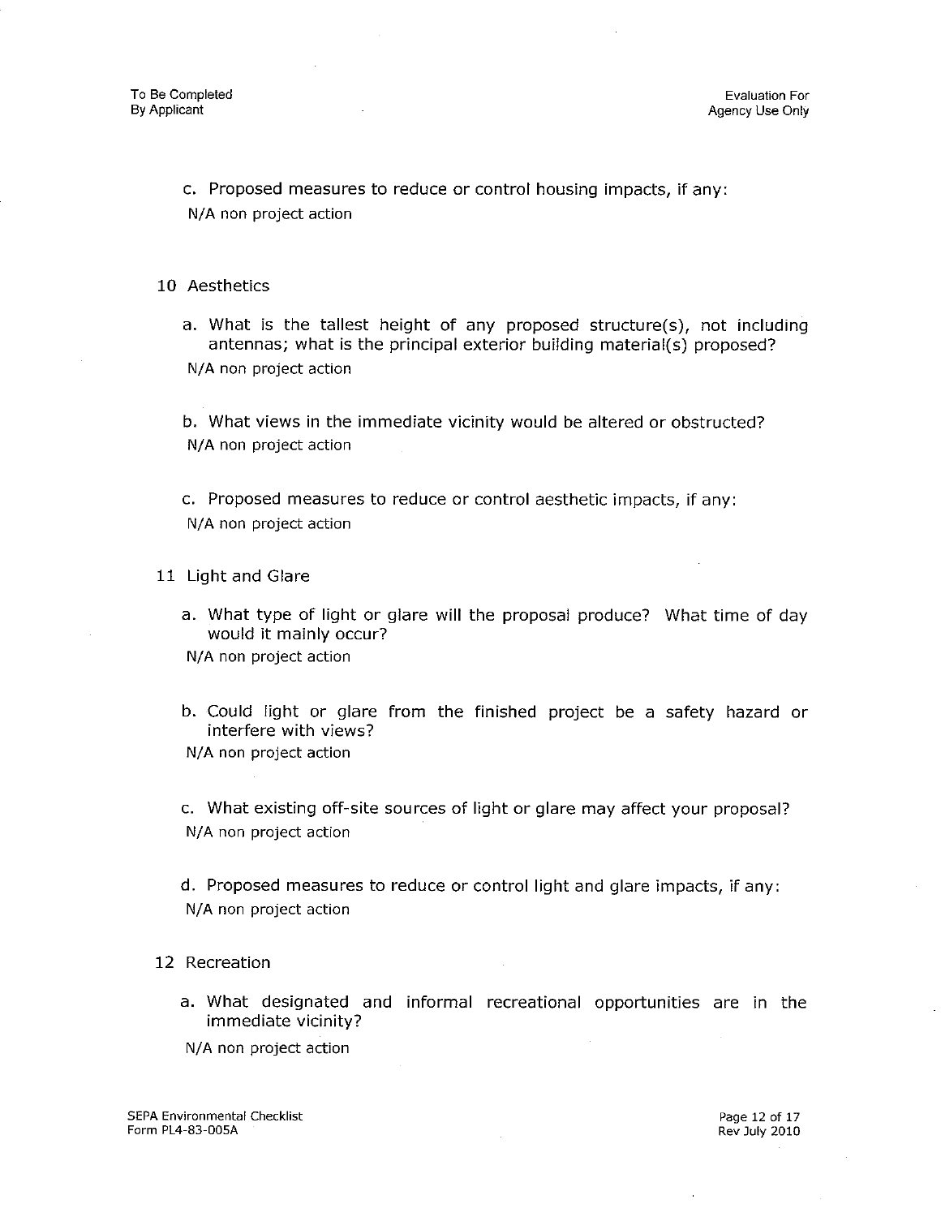To Be Completed
By Applicant

Evaluation For
Agency Use Only

c. Proposed measures to reduce or control housing impacts, if any:

N/A non project action

## 10 Aesthetics

a. What is the tallest height of any proposed structure(s), not including antennas; what is the principal exterior building material(s) proposed?

N/A non project action

b. What views in the immediate vicinity would be altered or obstructed?

N/A non project action

c. Proposed measures to reduce or control aesthetic impacts, if any:

N/A non project action

## 11 Light and Glare

a. What type of light or glare will the proposal produce? What time of day would it mainly occur?

N/A non project action

b. Could light or glare from the finished project be a safety hazard or interfere with views?

N/A non project action

c. What existing off-site sources of light or glare may affect your proposal?

N/A non project action

d. Proposed measures to reduce or control light and glare impacts, if any:

N/A non project action

## 12 Recreation

a. What designated and informal recreational opportunities are in the immediate vicinity?

N/A non project action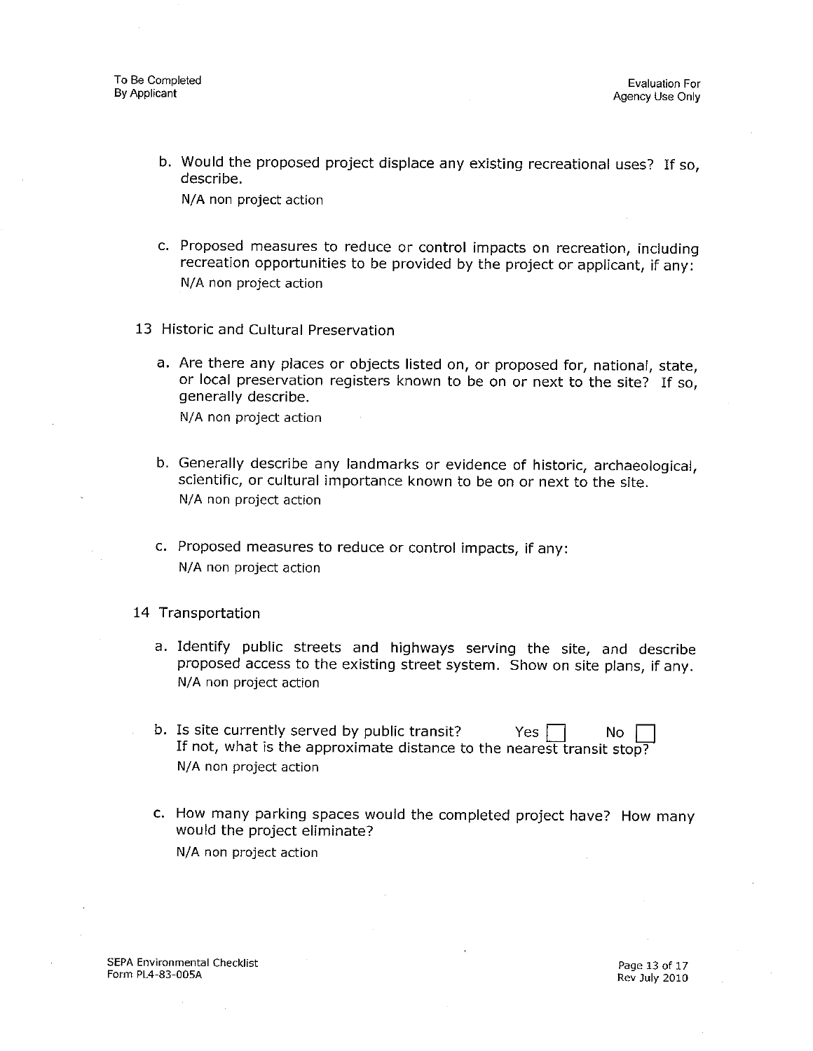b. Would the proposed project displace any existing recreational uses? If so, describe.

   N/A non project action

c. Proposed measures to reduce or control impacts on recreation, including recreation opportunities to be provided by the project or applicant, if any:

   N/A non project action

## 13 Historic and Cultural Preservation

a. Are there any places or objects listed on, or proposed for, national, state, or local preservation registers known to be on or next to the site? If so, generally describe.

   N/A non project action

b. Generally describe any landmarks or evidence of historic, archaeological, scientific, or cultural importance known to be on or next to the site.

   N/A non project action

c. Proposed measures to reduce or control impacts, if any:

   N/A non project action

## 14 Transportation

a. Identify public streets and highways serving the site, and describe proposed access to the existing street system. Show on site plans, if any.

   N/A non project action

b. Is site currently served by public transit? Yes ☐ No ☐

   If not, what is the approximate distance to the nearest transit stop?

   N/A non project action

c. How many parking spaces would the completed project have? How many would the project eliminate?

   N/A non project action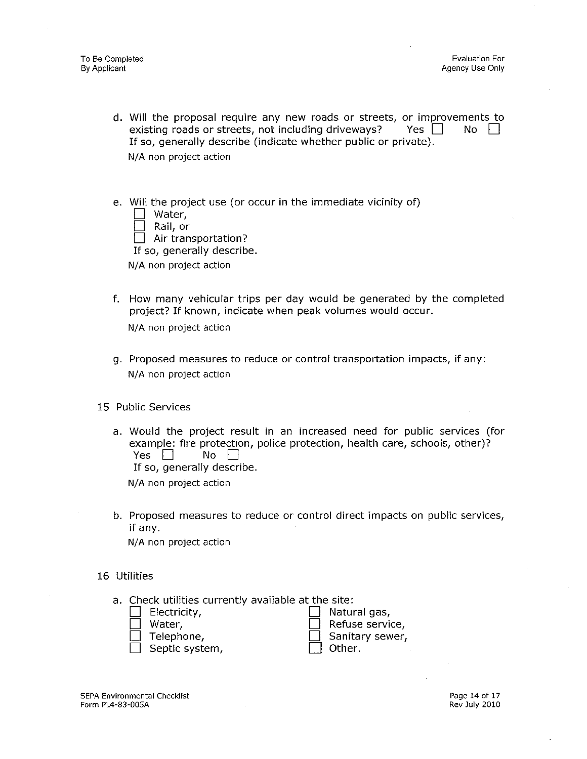d. Will the proposal require any new roads or streets, or improvements to existing roads or streets, not including driveways? Yes ☐ No ☐
If so, generally describe (indicate whether public or private).

N/A non project action

e. Will the project use (or occur in the immediate vicinity of)

☐ Water,
☐ Rail, or
☐ Air transportation?

If so, generally describe.

N/A non project action

f. How many vehicular trips per day would be generated by the completed project? If known, indicate when peak volumes would occur.

N/A non project action

g. Proposed measures to reduce or control transportation impacts, if any:

N/A non project action

15 Public Services

a. Would the project result in an increased need for public services (for example: fire protection, police protection, health care, schools, other)?
Yes ☐ No ☐
If so, generally describe.

N/A non project action

b. Proposed measures to reduce or control direct impacts on public services, if any.

N/A non project action

16 Utilities

a. Check utilities currently available at the site:

☐ Electricity,
☐ Water,
☐ Telephone,
☐ Septic system,
☐ Natural gas,
☐ Refuse service,
☐ Sanitary sewer,
☐ Other.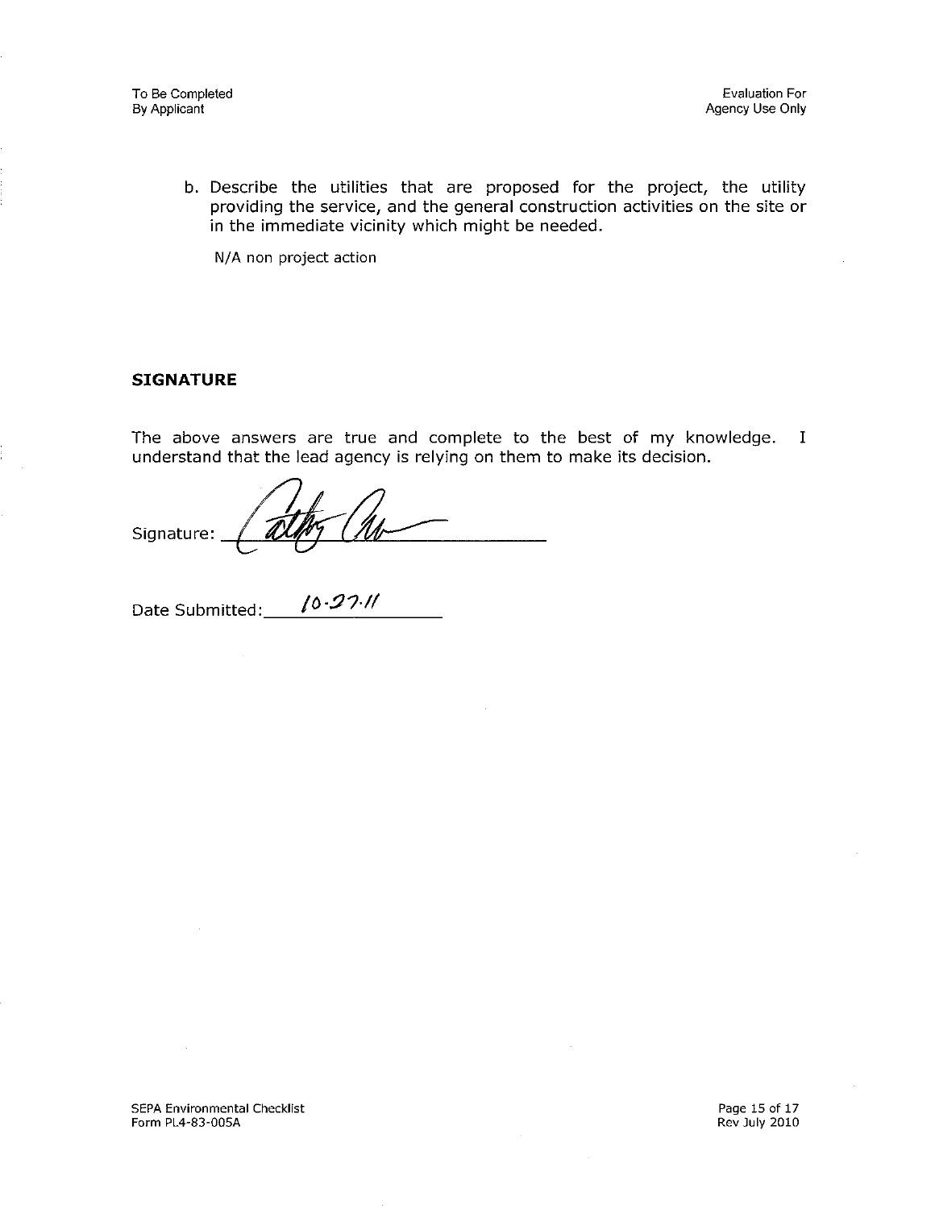b. Describe the utilities that are proposed for the project, the utility providing the service, and the general construction activities on the site or in the immediate vicinity which might be needed.

N/A non project action

**SIGNATURE**

The above answers are true and complete to the best of my knowledge. I understand that the lead agency is relying on them to make its decision.

Signature: _______________

Date Submitted: 10-27-11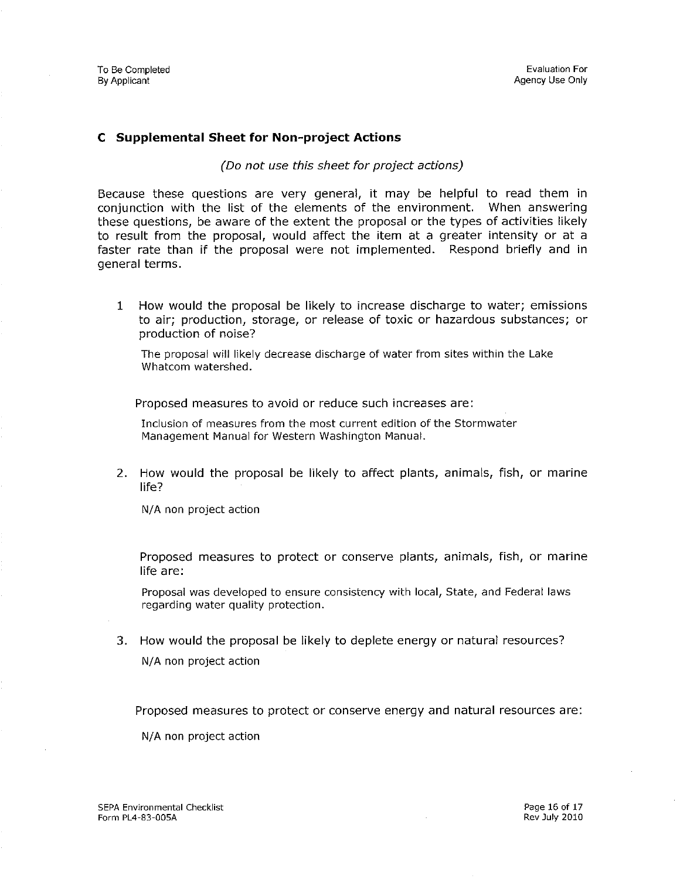To Be Completed By Applicant

Evaluation For Agency Use Only

## C Supplemental Sheet for Non-project Actions

*(Do not use this sheet for project actions)*

Because these questions are very general, it may be helpful to read them in conjunction with the list of the elements of the environment. When answering these questions, be aware of the extent the proposal or the types of activities likely to result from the proposal, would affect the item at a greater intensity or at a faster rate than if the proposal were not implemented. Respond briefly and in general terms.

1 How would the proposal be likely to increase discharge to water; emissions to air; production, storage, or release of toxic or hazardous substances; or production of noise?

The proposal will likely decrease discharge of water from sites within the Lake Whatcom watershed.

Proposed measures to avoid or reduce such increases are:

Inclusion of measures from the most current edition of the Stormwater Management Manual for Western Washington Manual.

2. How would the proposal be likely to affect plants, animals, fish, or marine life?

N/A non project action

Proposed measures to protect or conserve plants, animals, fish, or marine life are:

Proposal was developed to ensure consistency with local, State, and Federal laws regarding water quality protection.

3. How would the proposal be likely to deplete energy or natural resources?

N/A non project action

Proposed measures to protect or conserve energy and natural resources are:

N/A non project action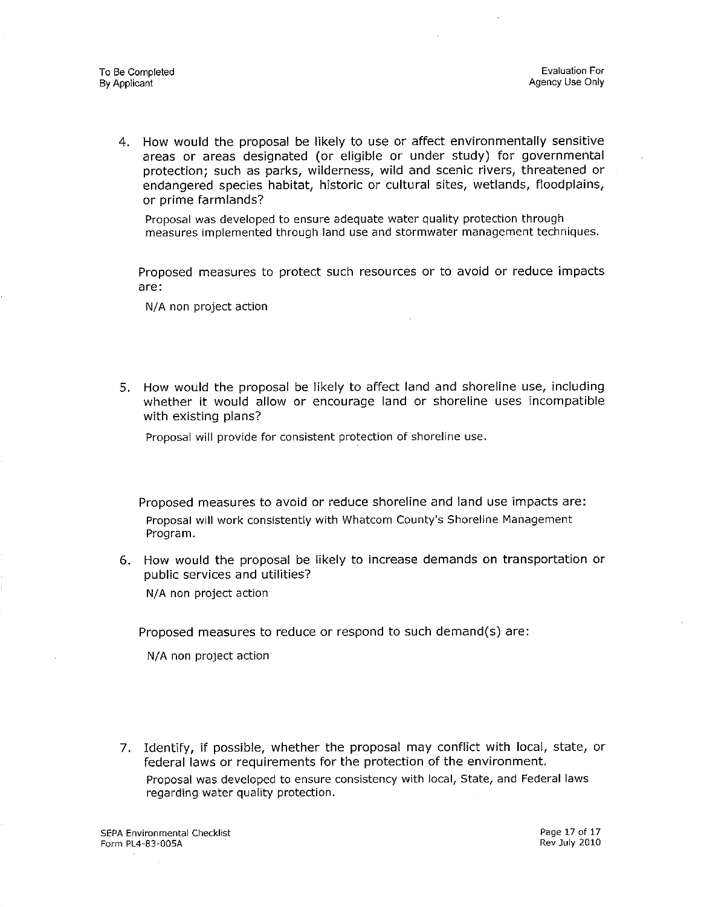To Be Completed
By Applicant

Evaluation For
Agency Use Only

4. How would the proposal be likely to use or affect environmentally sensitive areas or areas designated (or eligible or under study) for governmental protection; such as parks, wilderness, wild and scenic rivers, threatened or endangered species habitat, historic or cultural sites, wetlands, floodplains, or prime farmlands?

   Proposal was developed to ensure adequate water quality protection through measures implemented through land use and stormwater management techniques.

   Proposed measures to protect such resources or to avoid or reduce impacts are:

   N/A non project action

5. How would the proposal be likely to affect land and shoreline use, including whether it would allow or encourage land or shoreline uses incompatible with existing plans?

   Proposal will provide for consistent protection of shoreline use.

   Proposed measures to avoid or reduce shoreline and land use impacts are:

   Proposal will work consistently with Whatcom County's Shoreline Management Program.

6. How would the proposal be likely to increase demands on transportation or public services and utilities?

   N/A non project action

   Proposed measures to reduce or respond to such demand(s) are:

   N/A non project action

7. Identify, if possible, whether the proposal may conflict with local, state, or federal laws or requirements for the protection of the environment.

   Proposal was developed to ensure consistency with local, State, and Federal laws regarding water quality protection.

SEPA Environmental Checklist
Form PL4-83-005A

Rev July 2010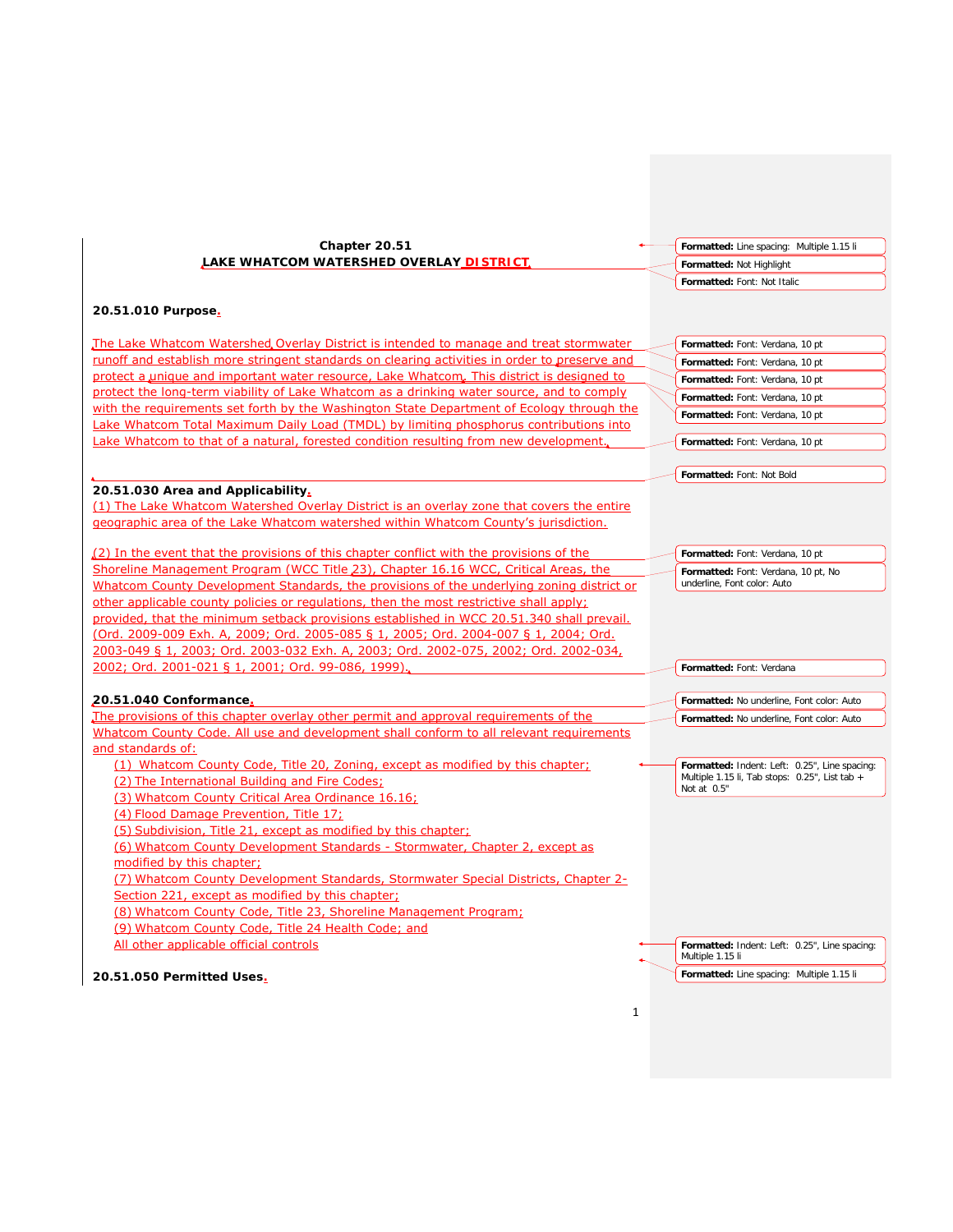**Chapter 20.51**

**LAKE WHATCOM WATERSHED OVERLAY DISTRICT**

**20.51.010 Purpose.**

The Lake Whatcom Watershed Overlay District is intended to manage and treat stormwater runoff and establish more stringent standards on clearing activities in order to preserve and protect a unique and important water resource, Lake Whatcom. This district is designed to protect the long-term viability of Lake Whatcom as a drinking water source, and to comply with the requirements set forth by the Washington State Department of Ecology through the Lake Whatcom Total Maximum Daily Load (TMDL) by limiting phosphorus contributions into Lake Whatcom to that of a natural, forested condition resulting from new development.

**20.51.030 Area and Applicability.**

(1) The Lake Whatcom Watershed Overlay District is an overlay zone that covers the entire geographic area of the Lake Whatcom watershed within Whatcom County's jurisdiction.

(2) In the event that the provisions of this chapter conflict with the provisions of the Shoreline Management Program (WCC Title 23), Chapter 16.16 WCC, Critical Areas, the Whatcom County Development Standards, the provisions of the underlying zoning district or other applicable county policies or regulations, then the most restrictive shall apply; provided, that the minimum setback provisions established in WCC 20.51.340 shall prevail. (Ord. 2009-009 Exh. A, 2009; Ord. 2005-085 § 1, 2005; Ord. 2004-007 § 1, 2004; Ord. 2003-049 § 1, 2003; Ord. 2003-032 Exh. A, 2003; Ord. 2002-075, 2002; Ord. 2002-034, 2002; Ord. 2001-021 § 1, 2001; Ord. 99-086, 1999).

**20.51.040 Conformance.**

The provisions of this chapter overlay other permit and approval requirements of the Whatcom County Code. All use and development shall conform to all relevant requirements and standards of:

(1) Whatcom County Code, Title 20, Zoning, except as modified by this chapter;
(2) The International Building and Fire Codes;
(3) Whatcom County Critical Area Ordinance 16.16;
(4) Flood Damage Prevention, Title 17;
(5) Subdivision, Title 21, except as modified by this chapter;
(6) Whatcom County Development Standards - Stormwater, Chapter 2, except as modified by this chapter;
(7) Whatcom County Development Standards, Stormwater Special Districts, Chapter 2-Section 221, except as modified by this chapter;
(8) Whatcom County Code, Title 23, Shoreline Management Program;
(9) Whatcom County Code, Title 24 Health Code; and
All other applicable official controls

**20.51.050 Permitted Uses.**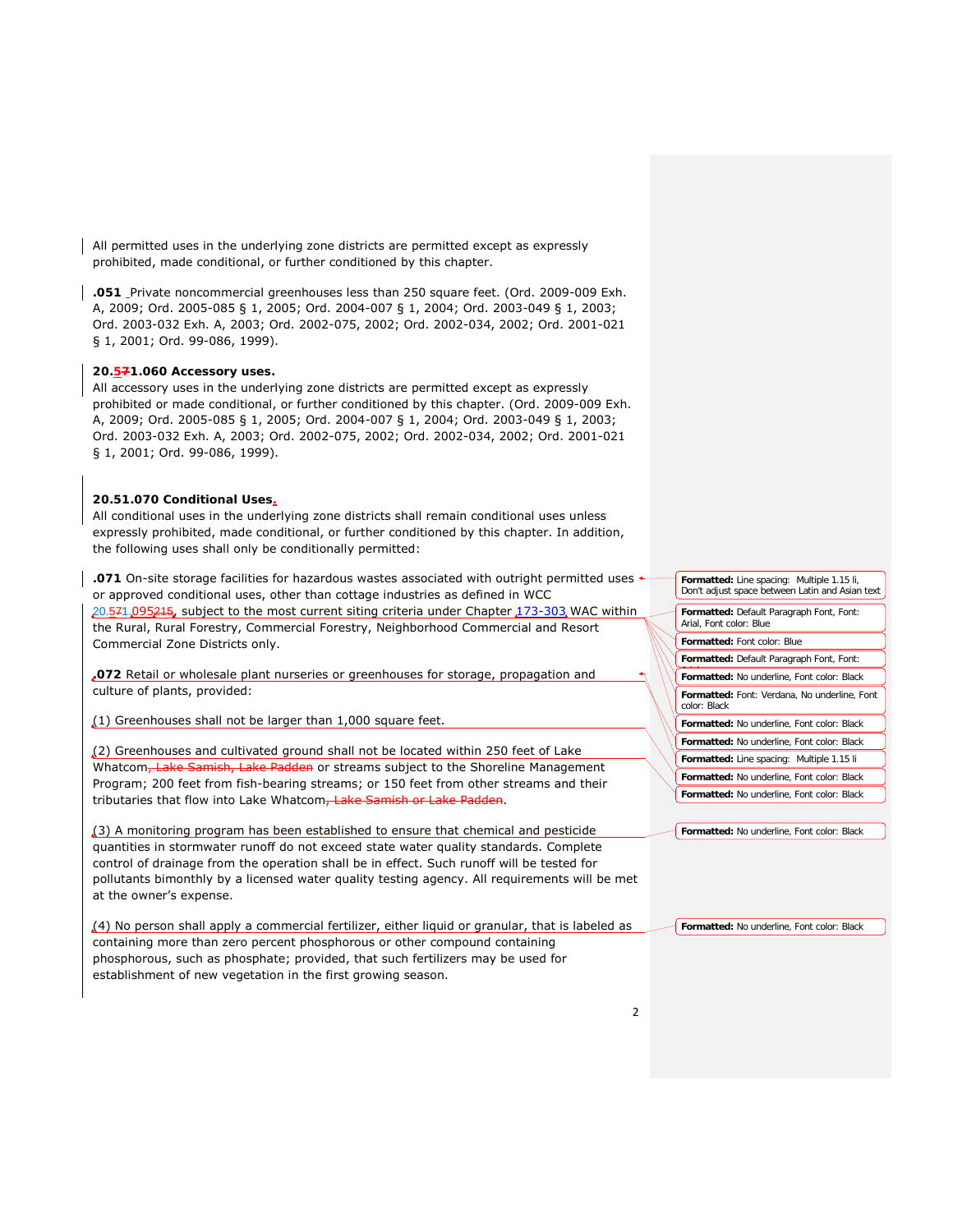All permitted uses in the underlying zone districts are permitted except as expressly prohibited, made conditional, or further conditioned by this chapter.

**.051** Private noncommercial greenhouses less than 250 square feet. (Ord. 2009-009 Exh. A, 2009; Ord. 2005-085 § 1, 2005; Ord. 2004-007 § 1, 2004; Ord. 2003-049 § 1, 2003; Ord. 2003-032 Exh. A, 2003; Ord. 2002-075, 2002; Ord. 2002-034, 2002; Ord. 2001-021 § 1, 2001; Ord. 99-086, 1999).

**20.571.060 Accessory uses.**

All accessory uses in the underlying zone districts are permitted except as expressly prohibited or made conditional, or further conditioned by this chapter. (Ord. 2009-009 Exh. A, 2009; Ord. 2005-085 § 1, 2005; Ord. 2004-007 § 1, 2004; Ord. 2003-049 § 1, 2003; Ord. 2003-032 Exh. A, 2003; Ord. 2002-075, 2002; Ord. 2002-034, 2002; Ord. 2001-021 § 1, 2001; Ord. 99-086, 1999).

**20.51.070 Conditional Uses.**

All conditional uses in the underlying zone districts shall remain conditional uses unless expressly prohibited, made conditional, or further conditioned by this chapter. In addition, the following uses shall only be conditionally permitted:

**.071** On-site storage facilities for hazardous wastes associated with outright permitted uses or approved conditional uses, other than cottage industries as defined in WCC 20.571.095215, subject to the most current siting criteria under Chapter 173-303 WAC within the Rural, Rural Forestry, Commercial Forestry, Neighborhood Commercial and Resort Commercial Zone Districts only.

**.072** Retail or wholesale plant nurseries or greenhouses for storage, propagation and culture of plants, provided:

(1) Greenhouses shall not be larger than 1,000 square feet.

(2) Greenhouses and cultivated ground shall not be located within 250 feet of Lake Whatcom, ~~Lake Samish, Lake Padden~~ or streams subject to the Shoreline Management Program; 200 feet from fish-bearing streams; or 150 feet from other streams and their tributaries that flow into Lake Whatcom~~, Lake Samish or Lake Padden~~.

(3) A monitoring program has been established to ensure that chemical and pesticide quantities in stormwater runoff do not exceed state water quality standards. Complete control of drainage from the operation shall be in effect. Such runoff will be tested for pollutants bimonthly by a licensed water quality testing agency. All requirements will be met at the owner's expense.

(4) No person shall apply a commercial fertilizer, either liquid or granular, that is labeled as containing more than zero percent phosphorous or other compound containing phosphorous, such as phosphate; provided, that such fertilizers may be used for establishment of new vegetation in the first growing season.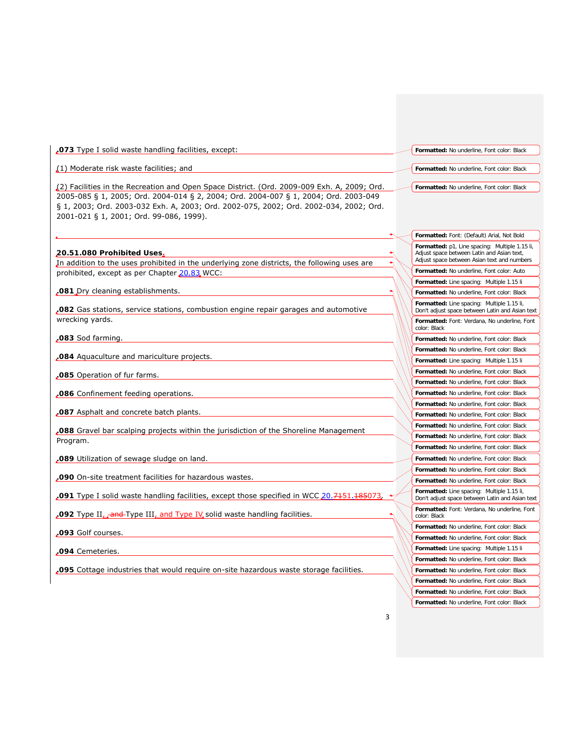**.073** Type I solid waste handling facilities, except:

(1) Moderate risk waste facilities; and

(2) Facilities in the Recreation and Open Space District. (Ord. 2009-009 Exh. A, 2009; Ord. 2005-085 § 1, 2005; Ord. 2004-014 § 2, 2004; Ord. 2004-007 § 1, 2004; Ord. 2003-049 § 1, 2003; Ord. 2003-032 Exh. A, 2003; Ord. 2002-075, 2002; Ord. 2002-034, 2002; Ord. 2001-021 § 1, 2001; Ord. 99-086, 1999).

**20.51.080 Prohibited Uses.**

In addition to the uses prohibited in the underlying zone districts, the following uses are prohibited, except as per Chapter 20.83 WCC:

**.081** Dry cleaning establishments.

**.082** Gas stations, service stations, combustion engine repair garages and automotive wrecking yards.

**.083** Sod farming.

**.084** Aquaculture and mariculture projects.

**.085** Operation of fur farms.

**.086** Confinement feeding operations.

**.087** Asphalt and concrete batch plants.

**.088** Gravel bar scalping projects within the jurisdiction of the Shoreline Management Program.

**.089** Utilization of sewage sludge on land.

**.090** On-site treatment facilities for hazardous wastes.

**.091** Type I solid waste handling facilities, except those specified in WCC 20.~~71~~51.~~185~~073.

**.092** Type II, ~~and~~ Type III, and Type IV solid waste handling facilities.

**.093** Golf courses.

**.094** Cemeteries.

**.095** Cottage industries that would require on-site hazardous waste storage facilities.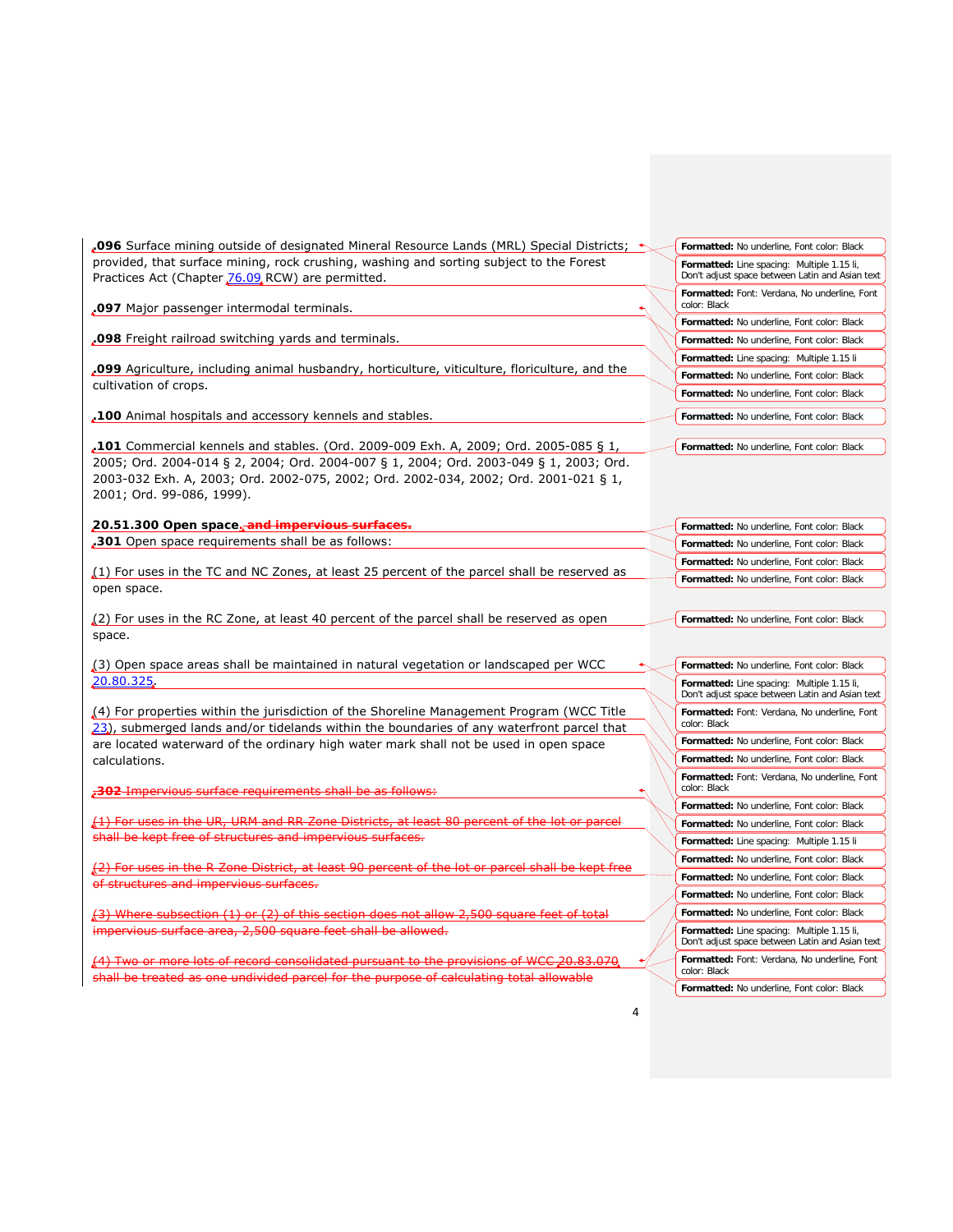**.096** Surface mining outside of designated Mineral Resource Lands (MRL) Special Districts; provided, that surface mining, rock crushing, washing and sorting subject to the Forest Practices Act (Chapter 76.09 RCW) are permitted.

**.097** Major passenger intermodal terminals.

**.098** Freight railroad switching yards and terminals.

**.099** Agriculture, including animal husbandry, horticulture, viticulture, floriculture, and the cultivation of crops.

**.100** Animal hospitals and accessory kennels and stables.

**.101** Commercial kennels and stables. (Ord. 2009-009 Exh. A, 2009; Ord. 2005-085 § 1, 2005; Ord. 2004-014 § 2, 2004; Ord. 2004-007 § 1, 2004; Ord. 2003-049 § 1, 2003; Ord. 2003-032 Exh. A, 2003; Ord. 2002-075, 2002; Ord. 2002-034, 2002; Ord. 2001-021 § 1, 2001; Ord. 99-086, 1999).

**20.51.300 Open space~~, and impervious surfaces.~~**

**.301** Open space requirements shall be as follows:

(1) For uses in the TC and NC Zones, at least 25 percent of the parcel shall be reserved as open space.

(2) For uses in the RC Zone, at least 40 percent of the parcel shall be reserved as open space.

(3) Open space areas shall be maintained in natural vegetation or landscaped per WCC 20.80.325.

(4) For properties within the jurisdiction of the Shoreline Management Program (WCC Title 23), submerged lands and/or tidelands within the boundaries of any waterfront parcel that are located waterward of the ordinary high water mark shall not be used in open space calculations.

~~**.302** Impervious surface requirements shall be as follows:~~

~~(1) For uses in the UR, URM and RR Zone Districts, at least 80 percent of the lot or parcel shall be kept free of structures and impervious surfaces.~~

~~(2) For uses in the R Zone District, at least 90 percent of the lot or parcel shall be kept free of structures and impervious surfaces.~~

~~(3) Where subsection (1) or (2) of this section does not allow 2,500 square feet of total impervious surface area, 2,500 square feet shall be allowed.~~

~~(4) Two or more lots of record consolidated pursuant to the provisions of WCC 20.83.070 shall be treated as one undivided parcel for the purpose of calculating total allowable~~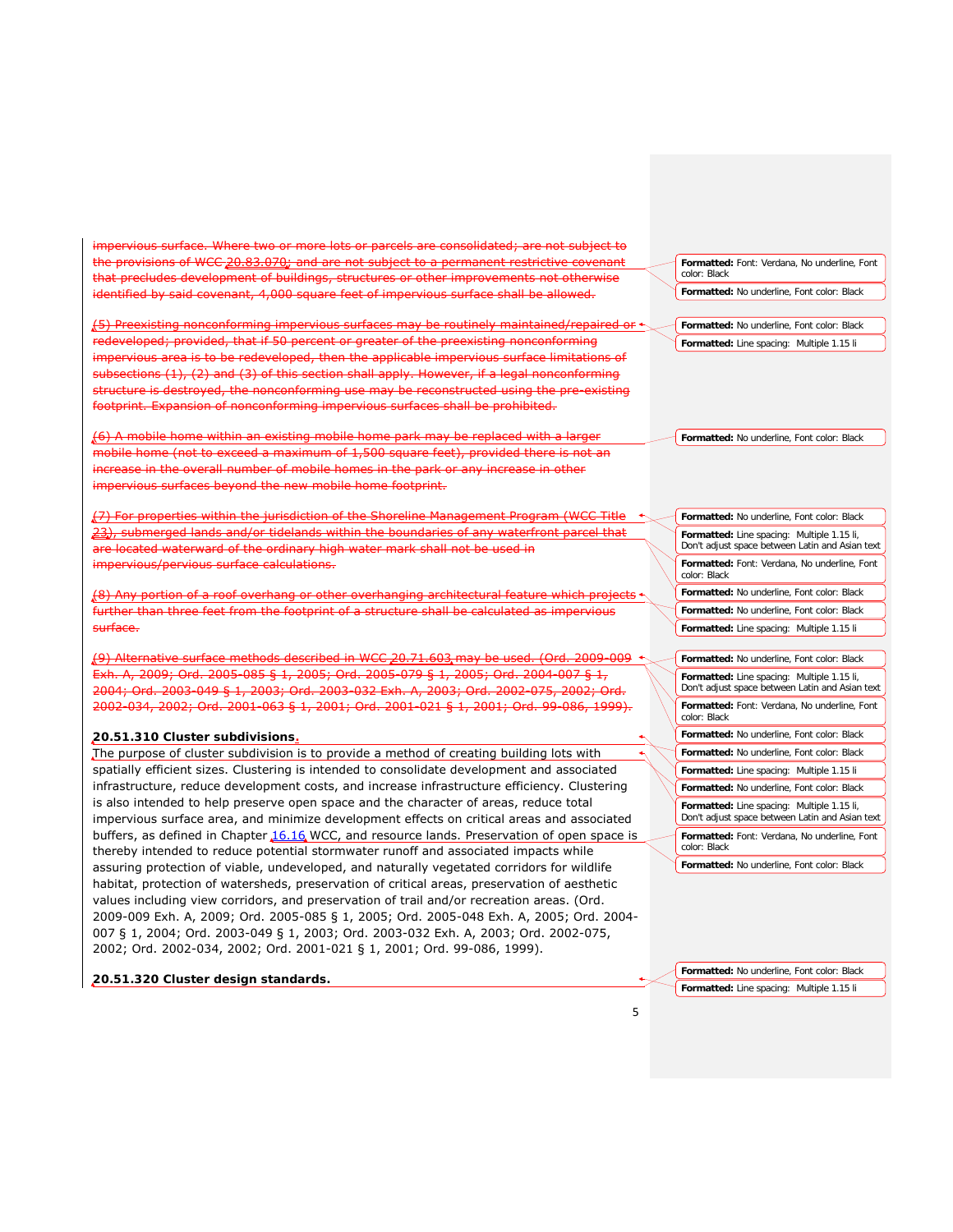~~impervious surface. Where two or more lots or parcels are consolidated; are not subject to the provisions of WCC 20.83.070; and are not subject to a permanent restrictive covenant that precludes development of buildings, structures or other improvements not otherwise identified by said covenant, 4,000 square feet of impervious surface shall be allowed.~~

~~(5) Preexisting nonconforming impervious surfaces may be routinely maintained/repaired or redeveloped; provided, that if 50 percent or greater of the preexisting nonconforming impervious area is to be redeveloped, then the applicable impervious surface limitations of subsections (1), (2) and (3) of this section shall apply. However, if a legal nonconforming structure is destroyed, the nonconforming use may be reconstructed using the pre-existing footprint. Expansion of nonconforming impervious surfaces shall be prohibited.~~

~~(6) A mobile home within an existing mobile home park may be replaced with a larger mobile home (not to exceed a maximum of 1,500 square feet), provided there is not an increase in the overall number of mobile homes in the park or any increase in other impervious surfaces beyond the new mobile home footprint.~~

~~(7) For properties within the jurisdiction of the Shoreline Management Program (WCC Title 23), submerged lands and/or tidelands within the boundaries of any waterfront parcel that are located waterward of the ordinary high water mark shall not be used in impervious/pervious surface calculations.~~

~~(8) Any portion of a roof overhang or other overhanging architectural feature which projects further than three feet from the footprint of a structure shall be calculated as impervious surface.~~

~~(9) Alternative surface methods described in WCC 20.71.603 may be used. (Ord. 2009-009 Exh. A, 2009; Ord. 2005-085 § 1, 2005; Ord. 2005-079 § 1, 2005; Ord. 2004-007 § 1, 2004; Ord. 2003-049 § 1, 2003; Ord. 2003-032 Exh. A, 2003; Ord. 2002-075, 2002; Ord. 2002-034, 2002; Ord. 2001-063 § 1, 2001; Ord. 2001-021 § 1, 2001; Ord. 99-086, 1999).~~

**20.51.310 Cluster subdivisions.**

The purpose of cluster subdivision is to provide a method of creating building lots with spatially efficient sizes. Clustering is intended to consolidate development and associated infrastructure, reduce development costs, and increase infrastructure efficiency. Clustering is also intended to help preserve open space and the character of areas, reduce total impervious surface area, and minimize development effects on critical areas and associated buffers, as defined in Chapter 16.16 WCC, and resource lands. Preservation of open space is thereby intended to reduce potential stormwater runoff and associated impacts while assuring protection of viable, undeveloped, and naturally vegetated corridors for wildlife habitat, protection of watersheds, preservation of critical areas, preservation of aesthetic values including view corridors, and preservation of trail and/or recreation areas. (Ord. 2009-009 Exh. A, 2009; Ord. 2005-085 § 1, 2005; Ord. 2005-048 Exh. A, 2005; Ord. 2004-007 § 1, 2004; Ord. 2003-049 § 1, 2003; Ord. 2003-032 Exh. A, 2003; Ord. 2002-075, 2002; Ord. 2002-034, 2002; Ord. 2001-021 § 1, 2001; Ord. 99-086, 1999).

**20.51.320 Cluster design standards.**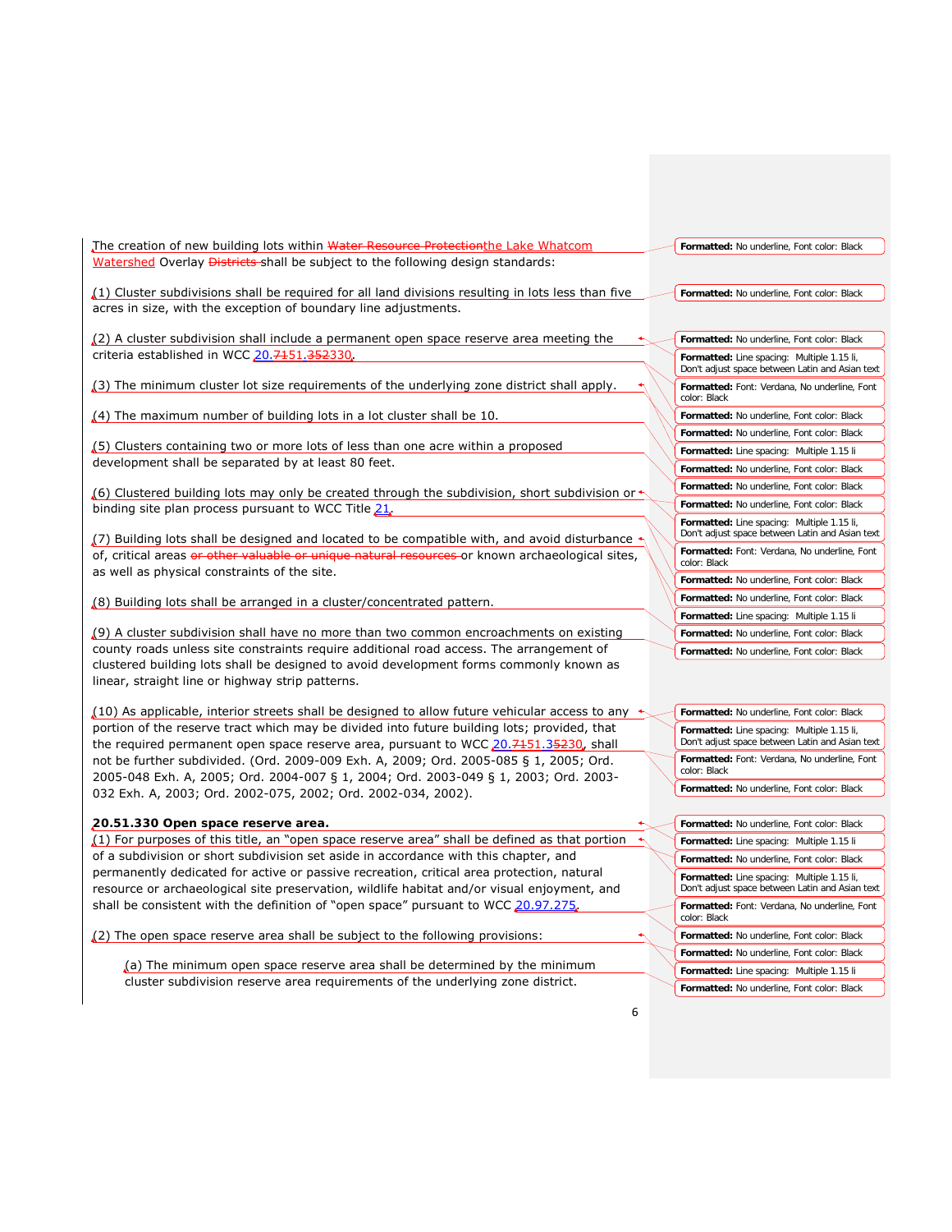The creation of new building lots within ~~Water Resource Protection~~the Lake Whatcom Watershed Overlay ~~Districts~~ shall be subject to the following design standards:

(1) Cluster subdivisions shall be required for all land divisions resulting in lots less than five acres in size, with the exception of boundary line adjustments.

(2) A cluster subdivision shall include a permanent open space reserve area meeting the criteria established in WCC 20.~~71~~51.~~352~~330.

(3) The minimum cluster lot size requirements of the underlying zone district shall apply.

(4) The maximum number of building lots in a lot cluster shall be 10.

(5) Clusters containing two or more lots of less than one acre within a proposed development shall be separated by at least 80 feet.

(6) Clustered building lots may only be created through the subdivision, short subdivision or binding site plan process pursuant to WCC Title 21.

(7) Building lots shall be designed and located to be compatible with, and avoid disturbance of, critical areas ~~or other valuable or unique natural resources~~ or known archaeological sites, as well as physical constraints of the site.

(8) Building lots shall be arranged in a cluster/concentrated pattern.

(9) A cluster subdivision shall have no more than two common encroachments on existing county roads unless site constraints require additional road access. The arrangement of clustered building lots shall be designed to avoid development forms commonly known as linear, straight line or highway strip patterns.

(10) As applicable, interior streets shall be designed to allow future vehicular access to any portion of the reserve tract which may be divided into future building lots; provided, that the required permanent open space reserve area, pursuant to WCC 20.~~71~~51.3~~52~~30, shall not be further subdivided. (Ord. 2009-009 Exh. A, 2009; Ord. 2005-085 § 1, 2005; Ord. 2005-048 Exh. A, 2005; Ord. 2004-007 § 1, 2004; Ord. 2003-049 § 1, 2003; Ord. 2003-032 Exh. A, 2003; Ord. 2002-075, 2002; Ord. 2002-034, 2002).

**20.51.330 Open space reserve area.**

(1) For purposes of this title, an "open space reserve area" shall be defined as that portion of a subdivision or short subdivision set aside in accordance with this chapter, and permanently dedicated for active or passive recreation, critical area protection, natural resource or archaeological site preservation, wildlife habitat and/or visual enjoyment, and shall be consistent with the definition of "open space" pursuant to WCC 20.97.275.

(2) The open space reserve area shall be subject to the following provisions:

(a) The minimum open space reserve area shall be determined by the minimum cluster subdivision reserve area requirements of the underlying zone district.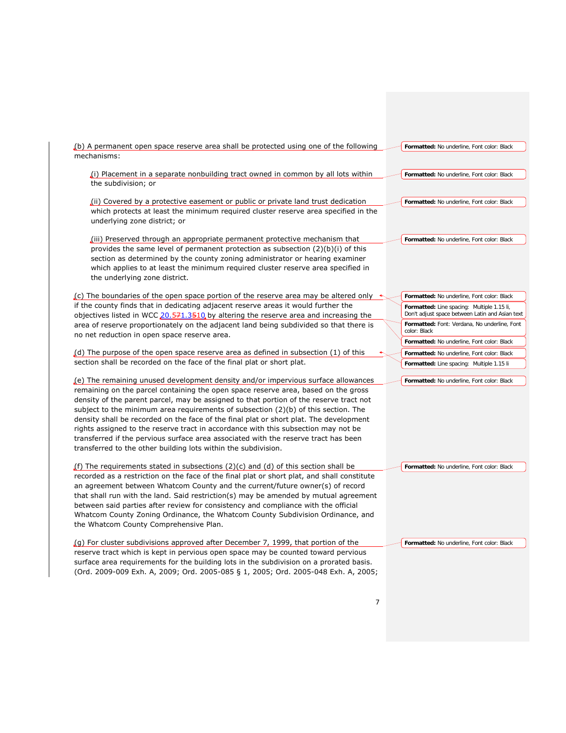(b) A permanent open space reserve area shall be protected using one of the following mechanisms:

(i) Placement in a separate nonbuilding tract owned in common by all lots within the subdivision; or

(ii) Covered by a protective easement or public or private land trust dedication which protects at least the minimum required cluster reserve area specified in the underlying zone district; or

(iii) Preserved through an appropriate permanent protective mechanism that provides the same level of permanent protection as subsection (2)(b)(i) of this section as determined by the county zoning administrator or hearing examiner which applies to at least the minimum required cluster reserve area specified in the underlying zone district.

(c) The boundaries of the open space portion of the reserve area may be altered only if the county finds that in dedicating adjacent reserve areas it would further the objectives listed in WCC 20.571.3510 by altering the reserve area and increasing the area of reserve proportionately on the adjacent land being subdivided so that there is no net reduction in open space reserve area.

(d) The purpose of the open space reserve area as defined in subsection (1) of this section shall be recorded on the face of the final plat or short plat.

(e) The remaining unused development density and/or impervious surface allowances remaining on the parcel containing the open space reserve area, based on the gross density of the parent parcel, may be assigned to that portion of the reserve tract not subject to the minimum area requirements of subsection (2)(b) of this section. The density shall be recorded on the face of the final plat or short plat. The development rights assigned to the reserve tract in accordance with this subsection may not be transferred if the pervious surface area associated with the reserve tract has been transferred to the other building lots within the subdivision.

(f) The requirements stated in subsections (2)(c) and (d) of this section shall be recorded as a restriction on the face of the final plat or short plat, and shall constitute an agreement between Whatcom County and the current/future owner(s) of record that shall run with the land. Said restriction(s) may be amended by mutual agreement between said parties after review for consistency and compliance with the official Whatcom County Zoning Ordinance, the Whatcom County Subdivision Ordinance, and the Whatcom County Comprehensive Plan.

(g) For cluster subdivisions approved after December 7, 1999, that portion of the reserve tract which is kept in pervious open space may be counted toward pervious surface area requirements for the building lots in the subdivision on a prorated basis. (Ord. 2009-009 Exh. A, 2009; Ord. 2005-085 § 1, 2005; Ord. 2005-048 Exh. A, 2005;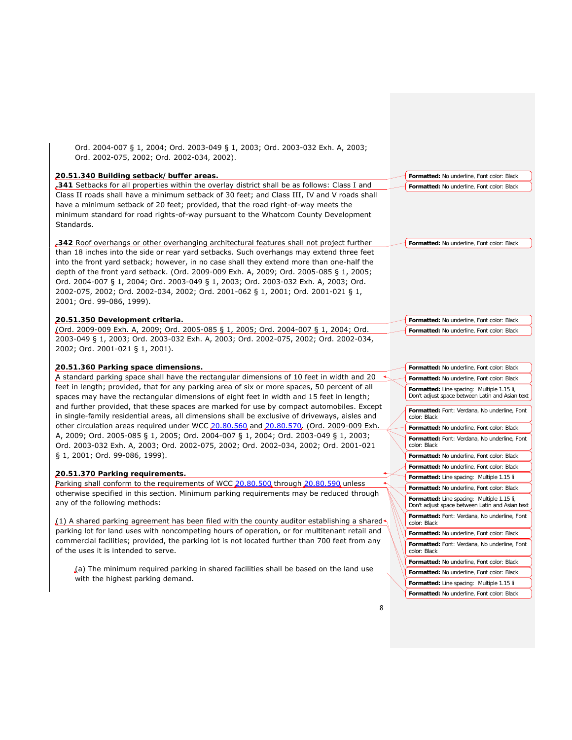Ord. 2004-007 § 1, 2004; Ord. 2003-049 § 1, 2003; Ord. 2003-032 Exh. A, 2003; Ord. 2002-075, 2002; Ord. 2002-034, 2002).

**20.51.340 Building setback/ buffer areas.**

**.341** Setbacks for all properties within the overlay district shall be as follows: Class I and Class II roads shall have a minimum setback of 30 feet; and Class III, IV and V roads shall have a minimum setback of 20 feet; provided, that the road right-of-way meets the minimum standard for road rights-of-way pursuant to the Whatcom County Development Standards.

**.342** Roof overhangs or other overhanging architectural features shall not project further than 18 inches into the side or rear yard setbacks. Such overhangs may extend three feet into the front yard setback; however, in no case shall they extend more than one-half the depth of the front yard setback. (Ord. 2009-009 Exh. A, 2009; Ord. 2005-085 § 1, 2005; Ord. 2004-007 § 1, 2004; Ord. 2003-049 § 1, 2003; Ord. 2003-032 Exh. A, 2003; Ord. 2002-075, 2002; Ord. 2002-034, 2002; Ord. 2001-062 § 1, 2001; Ord. 2001-021 § 1, 2001; Ord. 99-086, 1999).

**20.51.350 Development criteria.**

(Ord. 2009-009 Exh. A, 2009; Ord. 2005-085 § 1, 2005; Ord. 2004-007 § 1, 2004; Ord. 2003-049 § 1, 2003; Ord. 2003-032 Exh. A, 2003; Ord. 2002-075, 2002; Ord. 2002-034, 2002; Ord. 2001-021 § 1, 2001).

**20.51.360 Parking space dimensions.**

A standard parking space shall have the rectangular dimensions of 10 feet in width and 20 feet in length; provided, that for any parking area of six or more spaces, 50 percent of all spaces may have the rectangular dimensions of eight feet in width and 15 feet in length; and further provided, that these spaces are marked for use by compact automobiles. Except in single-family residential areas, all dimensions shall be exclusive of driveways, aisles and other circulation areas required under WCC 20.80.560 and 20.80.570. (Ord. 2009-009 Exh. A, 2009; Ord. 2005-085 § 1, 2005; Ord. 2004-007 § 1, 2004; Ord. 2003-049 § 1, 2003; Ord. 2003-032 Exh. A, 2003; Ord. 2002-075, 2002; Ord. 2002-034, 2002; Ord. 2001-021 § 1, 2001; Ord. 99-086, 1999).

**20.51.370 Parking requirements.**

Parking shall conform to the requirements of WCC 20.80.500 through 20.80.590 unless otherwise specified in this section. Minimum parking requirements may be reduced through any of the following methods:

(1) A shared parking agreement has been filed with the county auditor establishing a shared parking lot for land uses with noncompeting hours of operation, or for multitenant retail and commercial facilities; provided, the parking lot is not located further than 700 feet from any of the uses it is intended to serve.

(a) The minimum required parking in shared facilities shall be based on the land use with the highest parking demand.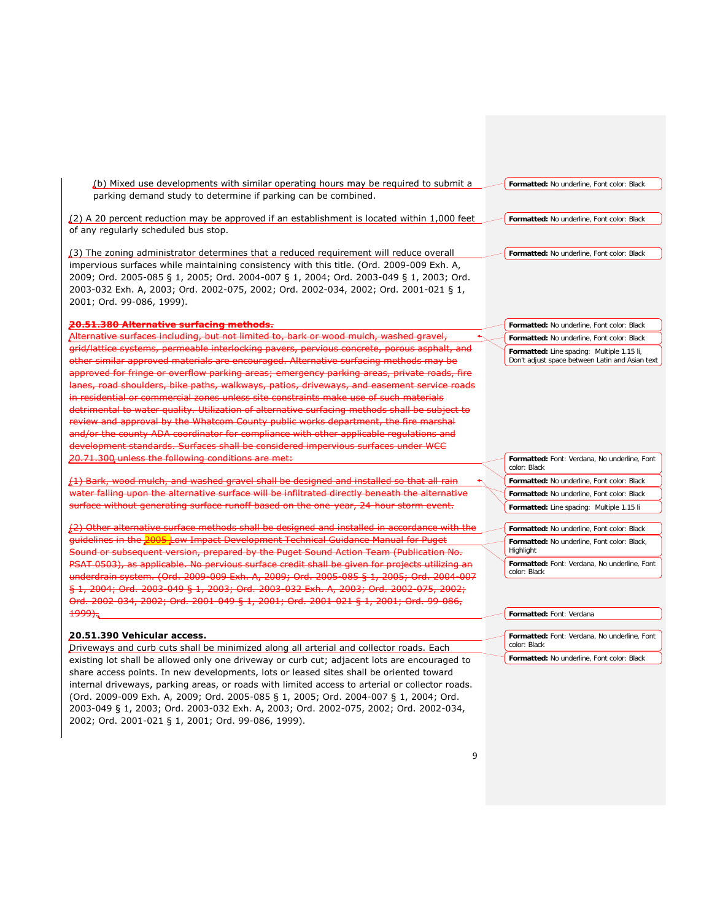(b) Mixed use developments with similar operating hours may be required to submit a parking demand study to determine if parking can be combined.

(2) A 20 percent reduction may be approved if an establishment is located within 1,000 feet of any regularly scheduled bus stop.

(3) The zoning administrator determines that a reduced requirement will reduce overall impervious surfaces while maintaining consistency with this title. (Ord. 2009-009 Exh. A, 2009; Ord. 2005-085 § 1, 2005; Ord. 2004-007 § 1, 2004; Ord. 2003-049 § 1, 2003; Ord. 2003-032 Exh. A, 2003; Ord. 2002-075, 2002; Ord. 2002-034, 2002; Ord. 2001-021 § 1, 2001; Ord. 99-086, 1999).

~~**20.51.380 Alternative surfacing methods.**~~

~~Alternative surfaces including, but not limited to, bark or wood mulch, washed gravel, grid/lattice systems, permeable interlocking pavers, pervious concrete, porous asphalt, and other similar approved materials are encouraged. Alternative surfacing methods may be approved for fringe or overflow parking areas; emergency parking areas, private roads, fire lanes, road shoulders, bike paths, walkways, patios, driveways, and easement service roads in residential or commercial zones unless site constraints make use of such materials detrimental to water quality. Utilization of alternative surfacing methods shall be subject to review and approval by the Whatcom County public works department, the fire marshal and/or the county ADA coordinator for compliance with other applicable regulations and development standards. Surfaces shall be considered impervious surfaces under WCC 20.71.300 unless the following conditions are met:~~

~~(1) Bark, wood mulch, and washed gravel shall be designed and installed so that all rain water falling upon the alternative surface will be infiltrated directly beneath the alternative surface without generating surface runoff based on the one-year, 24-hour storm event.~~

~~(2) Other alternative surface methods shall be designed and installed in accordance with the guidelines in the 2005 Low Impact Development Technical Guidance Manual for Puget Sound or subsequent version, prepared by the Puget Sound Action Team (Publication No. PSAT 0503), as applicable. No pervious surface credit shall be given for projects utilizing an underdrain system. (Ord. 2009-009 Exh. A, 2009; Ord. 2005-085 § 1, 2005; Ord. 2004-007 § 1, 2004; Ord. 2003-049 § 1, 2003; Ord. 2003-032 Exh. A, 2003; Ord. 2002-075, 2002; Ord. 2002-034, 2002; Ord. 2001-049 § 1, 2001; Ord. 2001-021 § 1, 2001; Ord. 99-086, 1999).~~

**20.51.390 Vehicular access.**

Driveways and curb cuts shall be minimized along all arterial and collector roads. Each existing lot shall be allowed only one driveway or curb cut; adjacent lots are encouraged to share access points. In new developments, lots or leased sites shall be oriented toward internal driveways, parking areas, or roads with limited access to arterial or collector roads. (Ord. 2009-009 Exh. A, 2009; Ord. 2005-085 § 1, 2005; Ord. 2004-007 § 1, 2004; Ord. 2003-049 § 1, 2003; Ord. 2003-032 Exh. A, 2003; Ord. 2002-075, 2002; Ord. 2002-034, 2002; Ord. 2001-021 § 1, 2001; Ord. 99-086, 1999).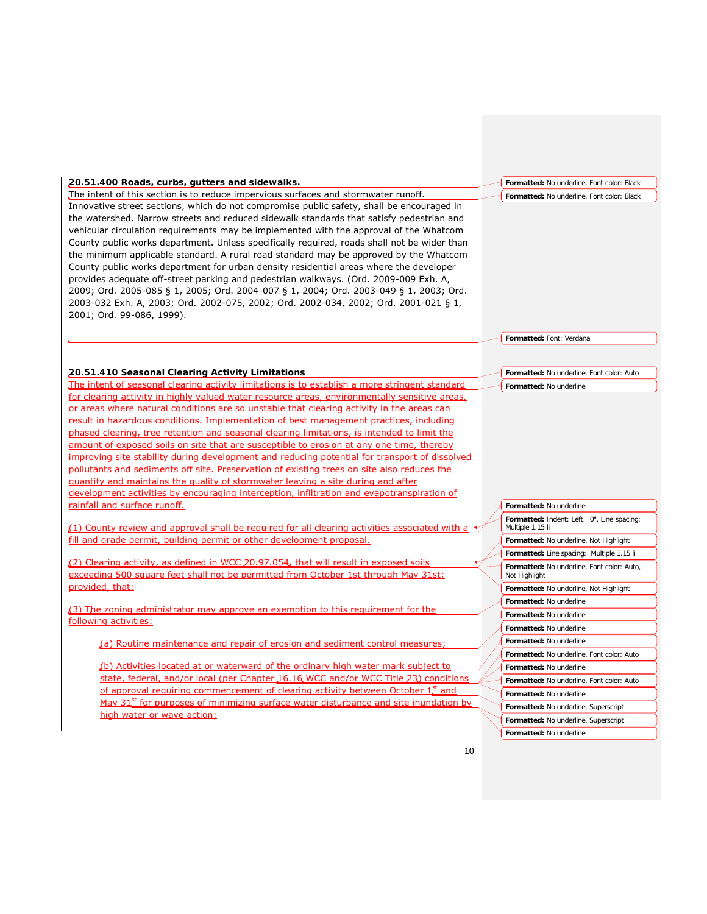**20.51.400 Roads, curbs, gutters and sidewalks.**

The intent of this section is to reduce impervious surfaces and stormwater runoff. Innovative street sections, which do not compromise public safety, shall be encouraged in the watershed. Narrow streets and reduced sidewalk standards that satisfy pedestrian and vehicular circulation requirements may be implemented with the approval of the Whatcom County public works department. Unless specifically required, roads shall not be wider than the minimum applicable standard. A rural road standard may be approved by the Whatcom County public works department for urban density residential areas where the developer provides adequate off-street parking and pedestrian walkways. (Ord. 2009-009 Exh. A, 2009; Ord. 2005-085 § 1, 2005; Ord. 2004-007 § 1, 2004; Ord. 2003-049 § 1, 2003; Ord. 2003-032 Exh. A, 2003; Ord. 2002-075, 2002; Ord. 2002-034, 2002; Ord. 2001-021 § 1, 2001; Ord. 99-086, 1999).

**20.51.410 Seasonal Clearing Activity Limitations**

The intent of seasonal clearing activity limitations is to establish a more stringent standard for clearing activity in highly valued water resource areas, environmentally sensitive areas, or areas where natural conditions are so unstable that clearing activity in the areas can result in hazardous conditions. Implementation of best management practices, including phased clearing, tree retention and seasonal clearing limitations, is intended to limit the amount of exposed soils on site that are susceptible to erosion at any one time, thereby improving site stability during development and reducing potential for transport of dissolved pollutants and sediments off site. Preservation of existing trees on site also reduces the quantity and maintains the quality of stormwater leaving a site during and after development activities by encouraging interception, infiltration and evapotranspiration of rainfall and surface runoff.

(1) County review and approval shall be required for all clearing activities associated with a fill and grade permit, building permit or other development proposal.

(2) Clearing activity, as defined in WCC 20.97.054, that will result in exposed soils exceeding 500 square feet shall not be permitted from October 1st through May 31st; provided, that:

(3) The zoning administrator may approve an exemption to this requirement for the following activities:

(a) Routine maintenance and repair of erosion and sediment control measures;

(b) Activities located at or waterward of the ordinary high water mark subject to state, federal, and/or local (per Chapter 16.16 WCC and/or WCC Title 23) conditions of approval requiring commencement of clearing activity between October 1st and May 31st for purposes of minimizing surface water disturbance and site inundation by high water or wave action;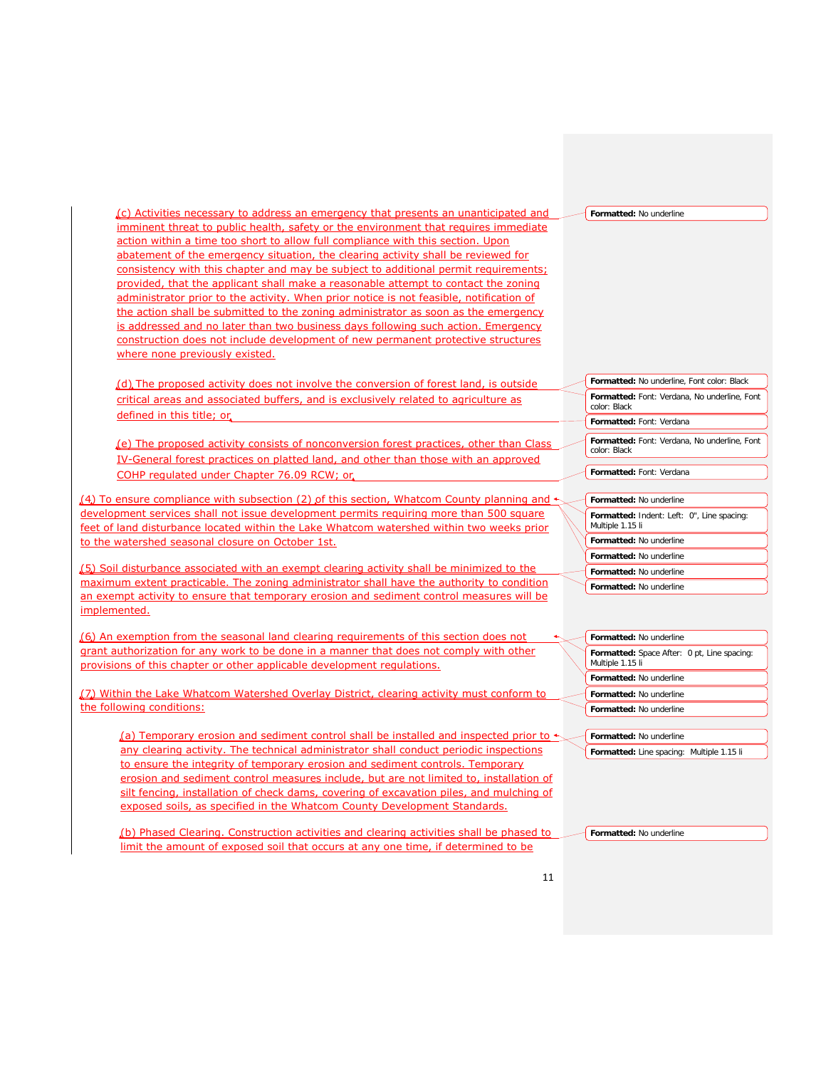(c) Activities necessary to address an emergency that presents an unanticipated and imminent threat to public health, safety or the environment that requires immediate action within a time too short to allow full compliance with this section. Upon abatement of the emergency situation, the clearing activity shall be reviewed for consistency with this chapter and may be subject to additional permit requirements; provided, that the applicant shall make a reasonable attempt to contact the zoning administrator prior to the activity. When prior notice is not feasible, notification of the action shall be submitted to the zoning administrator as soon as the emergency is addressed and no later than two business days following such action. Emergency construction does not include development of new permanent protective structures where none previously existed.

(d) The proposed activity does not involve the conversion of forest land, is outside critical areas and associated buffers, and is exclusively related to agriculture as defined in this title; or

(e) The proposed activity consists of nonconversion forest practices, other than Class IV-General forest practices on platted land, and other than those with an approved COHP regulated under Chapter 76.09 RCW; or

(4) To ensure compliance with subsection (2) of this section, Whatcom County planning and development services shall not issue development permits requiring more than 500 square feet of land disturbance located within the Lake Whatcom watershed within two weeks prior to the watershed seasonal closure on October 1st.

(5) Soil disturbance associated with an exempt clearing activity shall be minimized to the maximum extent practicable. The zoning administrator shall have the authority to condition an exempt activity to ensure that temporary erosion and sediment control measures will be implemented.

(6) An exemption from the seasonal land clearing requirements of this section does not grant authorization for any work to be done in a manner that does not comply with other provisions of this chapter or other applicable development regulations.

(7) Within the Lake Whatcom Watershed Overlay District, clearing activity must conform to the following conditions:

(a) Temporary erosion and sediment control shall be installed and inspected prior to any clearing activity. The technical administrator shall conduct periodic inspections to ensure the integrity of temporary erosion and sediment controls. Temporary erosion and sediment control measures include, but are not limited to, installation of silt fencing, installation of check dams, covering of excavation piles, and mulching of exposed soils, as specified in the Whatcom County Development Standards.

(b) Phased Clearing. Construction activities and clearing activities shall be phased to limit the amount of exposed soil that occurs at any one time, if determined to be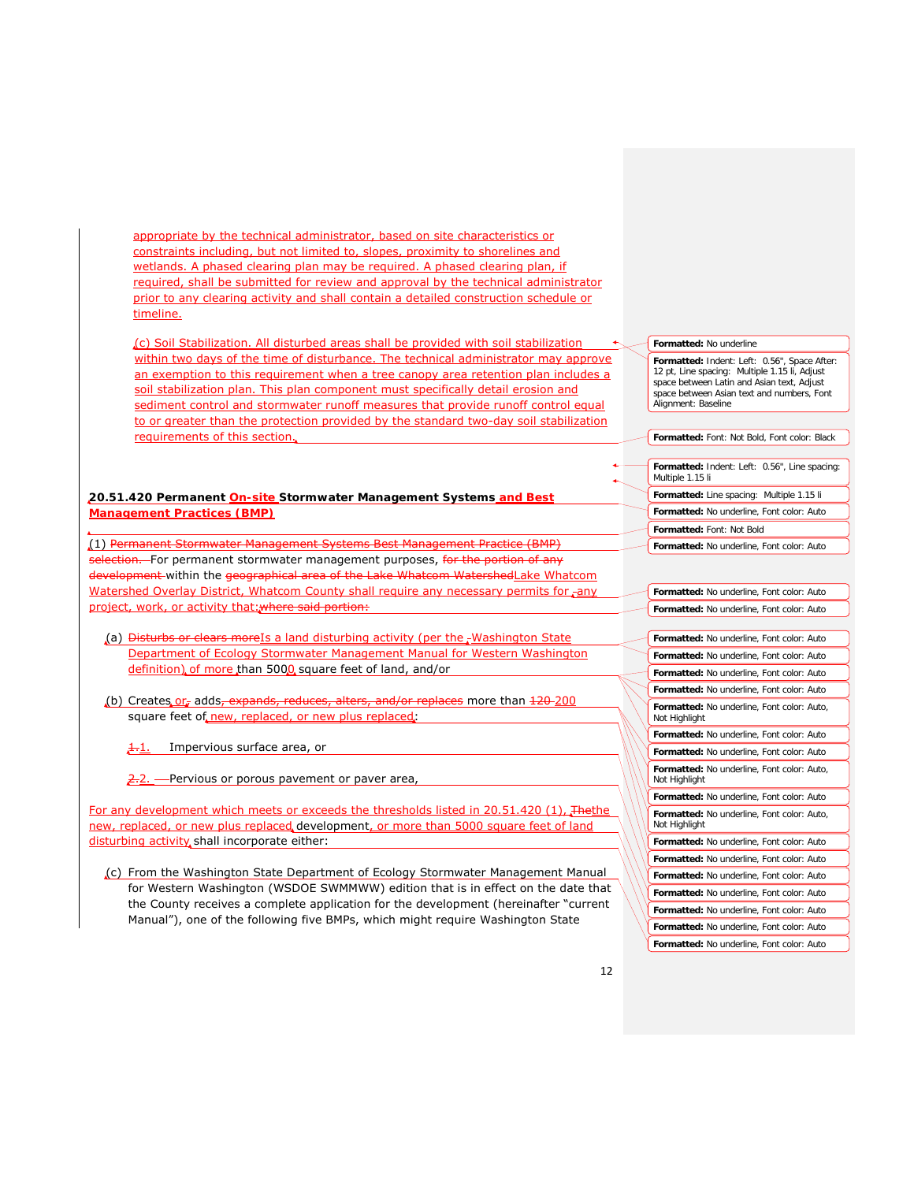appropriate by the technical administrator, based on site characteristics or constraints including, but not limited to, slopes, proximity to shorelines and wetlands. A phased clearing plan may be required. A phased clearing plan, if required, shall be submitted for review and approval by the technical administrator prior to any clearing activity and shall contain a detailed construction schedule or timeline.

(c) Soil Stabilization. All disturbed areas shall be provided with soil stabilization within two days of the time of disturbance. The technical administrator may approve an exemption to this requirement when a tree canopy area retention plan includes a soil stabilization plan. This plan component must specifically detail erosion and sediment control and stormwater runoff measures that provide runoff control equal to or greater than the protection provided by the standard two-day soil stabilization requirements of this section.

**20.51.420 Permanent On-site Stormwater Management Systems and Best Management Practices (BMP)**

(1) ~~Permanent Stormwater Management Systems Best Management Practice (BMP) selection.~~ For permanent stormwater management purposes, ~~for the portion of any development~~ within the ~~geographical area of the Lake Whatcom Watershed~~Lake Whatcom Watershed Overlay District, Whatcom County shall require any necessary permits for any project, work, or activity that:~~where said portion:~~

(a) ~~Disturbs or clears more~~Is a land disturbing activity (per the Washington State Department of Ecology Stormwater Management Manual for Western Washington definition) of more than 5000 square feet of land, and/or

(b) Creates or~~,~~ adds~~, expands, reduces, alters, and/or replaces~~ more than ~~120~~ 200 square feet of new, replaced, or new plus replaced:

1. Impervious surface area, or

2. Pervious or porous pavement or paver area,

For any development which meets or exceeds the thresholds listed in 20.51.420 (1), ~~T~~the new, replaced, or new plus replaced development, or more than 5000 square feet of land disturbing activity shall incorporate either:

(c) From the Washington State Department of Ecology Stormwater Management Manual for Western Washington (WSDOE SWMMWW) edition that is in effect on the date that the County receives a complete application for the development (hereinafter "current Manual"), one of the following five BMPs, which might require Washington State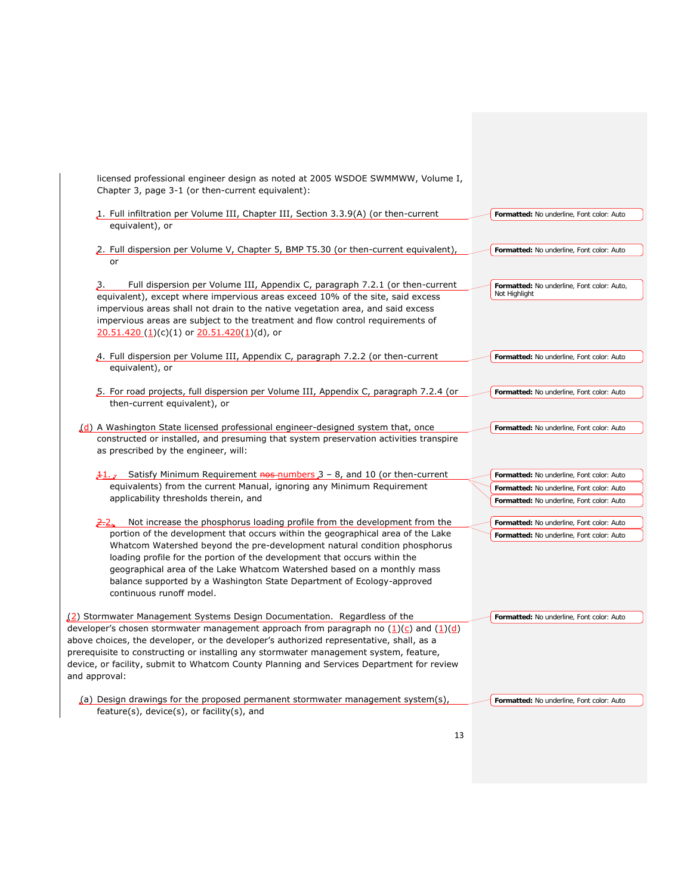licensed professional engineer design as noted at 2005 WSDOE SWMMWW, Volume I, Chapter 3, page 3-1 (or then-current equivalent):

1. Full infiltration per Volume III, Chapter III, Section 3.3.9(A) (or then-current equivalent), or

2. Full dispersion per Volume V, Chapter 5, BMP T5.30 (or then-current equivalent), or

3. Full dispersion per Volume III, Appendix C, paragraph 7.2.1 (or then-current equivalent), except where impervious areas exceed 10% of the site, said excess impervious areas shall not drain to the native vegetation area, and said excess impervious areas are subject to the treatment and flow control requirements of 20.51.420 (1)(c)(1) or 20.51.420(1)(d), or

4. Full dispersion per Volume III, Appendix C, paragraph 7.2.2 (or then-current equivalent), or

5. For road projects, full dispersion per Volume III, Appendix C, paragraph 7.2.4 (or then-current equivalent), or

(d) A Washington State licensed professional engineer-designed system that, once constructed or installed, and presuming that system preservation activities transpire as prescribed by the engineer, will:

1. Satisfy Minimum Requirement numbers 3 – 8, and 10 (or then-current equivalents) from the current Manual, ignoring any Minimum Requirement applicability thresholds therein, and

2. Not increase the phosphorus loading profile from the development from the portion of the development that occurs within the geographical area of the Lake Whatcom Watershed beyond the pre-development natural condition phosphorus loading profile for the portion of the development that occurs within the geographical area of the Lake Whatcom Watershed based on a monthly mass balance supported by a Washington State Department of Ecology-approved continuous runoff model.

(2) Stormwater Management Systems Design Documentation. Regardless of the developer's chosen stormwater management approach from paragraph no (1)(c) and (1)(d) above choices, the developer, or the developer's authorized representative, shall, as a prerequisite to constructing or installing any stormwater management system, feature, device, or facility, submit to Whatcom County Planning and Services Department for review and approval:

(a) Design drawings for the proposed permanent stormwater management system(s), feature(s), device(s), or facility(s), and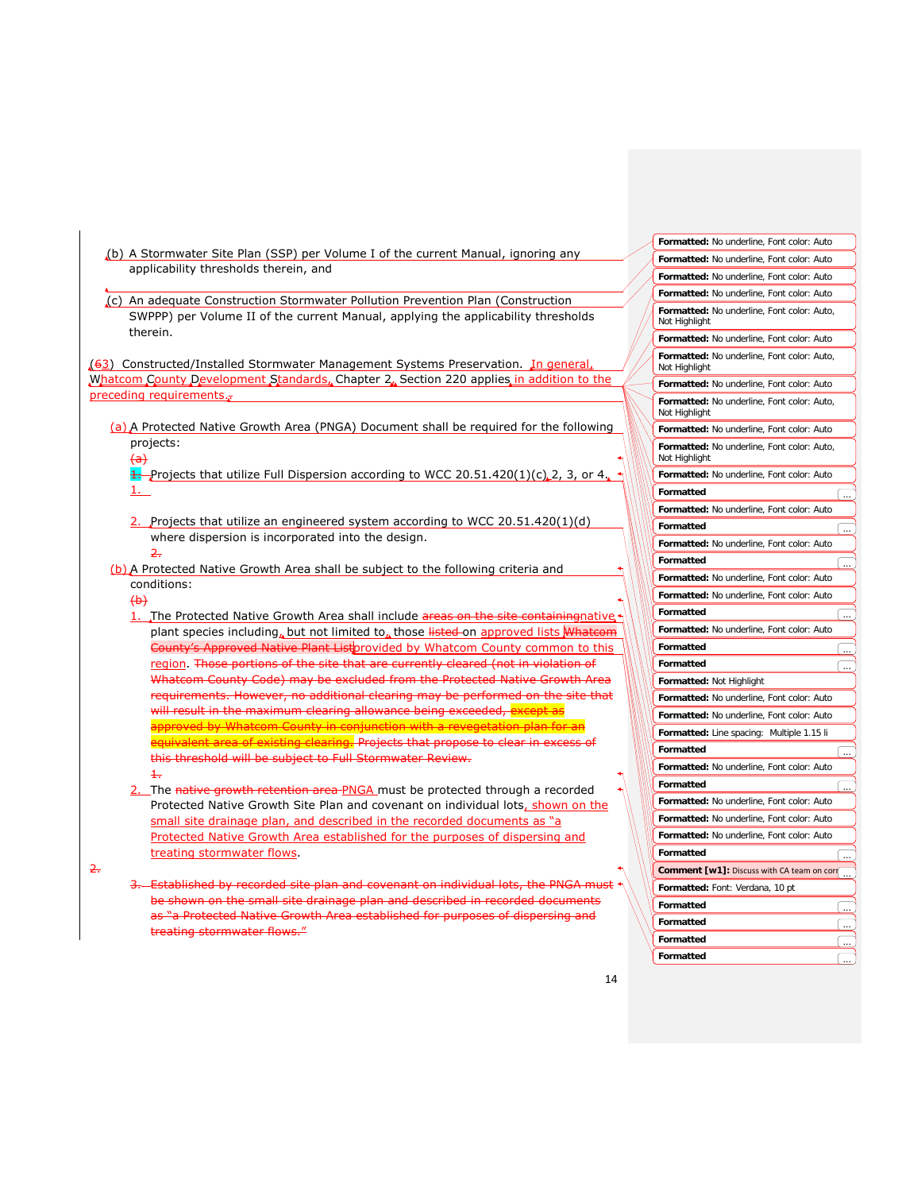(b) A Stormwater Site Plan (SSP) per Volume I of the current Manual, ignoring any applicability thresholds therein, and

(c) An adequate Construction Stormwater Pollution Prevention Plan (Construction SWPPP) per Volume II of the current Manual, applying the applicability thresholds therein.

(63) Constructed/Installed Stormwater Management Systems Preservation. In general, Whatcom County Development Standards, Chapter 2, Section 220 applies in addition to the preceding requirements.

(a) A Protected Native Growth Area (PNGA) Document shall be required for the following projects:

(a)

1. Projects that utilize Full Dispersion according to WCC 20.51.420(1)(c) 2, 3, or 4.

1.

2. Projects that utilize an engineered system according to WCC 20.51.420(1)(d) where dispersion is incorporated into the design.

2.

(b) A Protected Native Growth Area shall be subject to the following criteria and conditions:

(b)

1. The Protected Native Growth Area shall include areas on the site containingnative plant species including, but not limited to, those listed on approved lists Whatcom County's Approved Native Plant Listprovided by Whatcom County common to this region. Those portions of the site that are currently cleared (not in violation of Whatcom County Code) may be excluded from the Protected Native Growth Area requirements. However, no additional clearing may be performed on the site that will result in the maximum clearing allowance being exceeded, except as approved by Whatcom County in conjunction with a revegetation plan for an equivalent area of existing clearing. Projects that propose to clear in excess of this threshold will be subject to Full Stormwater Review.

1.

2. The native growth retention area PNGA must be protected through a recorded Protected Native Growth Site Plan and covenant on individual lots, shown on the small site drainage plan, and described in the recorded documents as "a Protected Native Growth Area established for the purposes of dispersing and treating stormwater flows.

2.

3. Established by recorded site plan and covenant on individual lots, the PNGA must be shown on the small site drainage plan and described in recorded documents as "a Protected Native Growth Area established for purposes of dispersing and treating stormwater flows."

Comment [w1]: Discuss with CA team on corr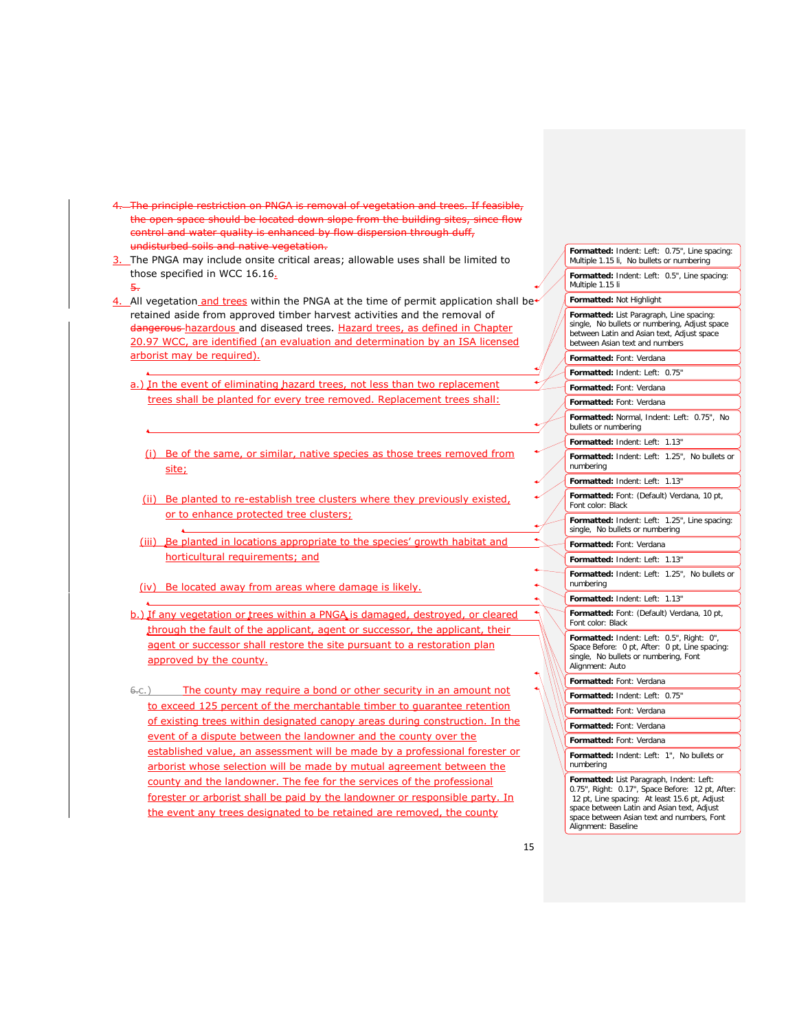4. The principle restriction on PNGA is removal of vegetation and trees. If feasible, the open space should be located down slope from the building sites, since flow control and water quality is enhanced by flow dispersion through duff, undisturbed soils and native vegetation.

3. The PNGA may include onsite critical areas; allowable uses shall be limited to those specified in WCC 16.16.

5.

4. All vegetation and trees within the PNGA at the time of permit application shall be retained aside from approved timber harvest activities and the removal of dangerous hazardous and diseased trees. Hazard trees, as defined in Chapter 20.97 WCC, are identified (an evaluation and determination by an ISA licensed arborist may be required).

a.) In the event of eliminating hazard trees, not less than two replacement trees shall be planted for every tree removed. Replacement trees shall:

(i) Be of the same, or similar, native species as those trees removed from site;

(ii) Be planted to re-establish tree clusters where they previously existed, or to enhance protected tree clusters;

(iii) Be planted in locations appropriate to the species' growth habitat and horticultural requirements; and

(iv) Be located away from areas where damage is likely.

b.) If any vegetation or trees within a PNGA is damaged, destroyed, or cleared through the fault of the applicant, agent or successor, the applicant, their agent or successor shall restore the site pursuant to a restoration plan approved by the county.

6. c.) The county may require a bond or other security in an amount not to exceed 125 percent of the merchantable timber to guarantee retention of existing trees within designated canopy areas during construction. In the event of a dispute between the landowner and the county over the established value, an assessment will be made by a professional forester or arborist whose selection will be made by mutual agreement between the county and the landowner. The fee for the services of the professional forester or arborist shall be paid by the landowner or responsible party. In the event any trees designated to be retained are removed, the county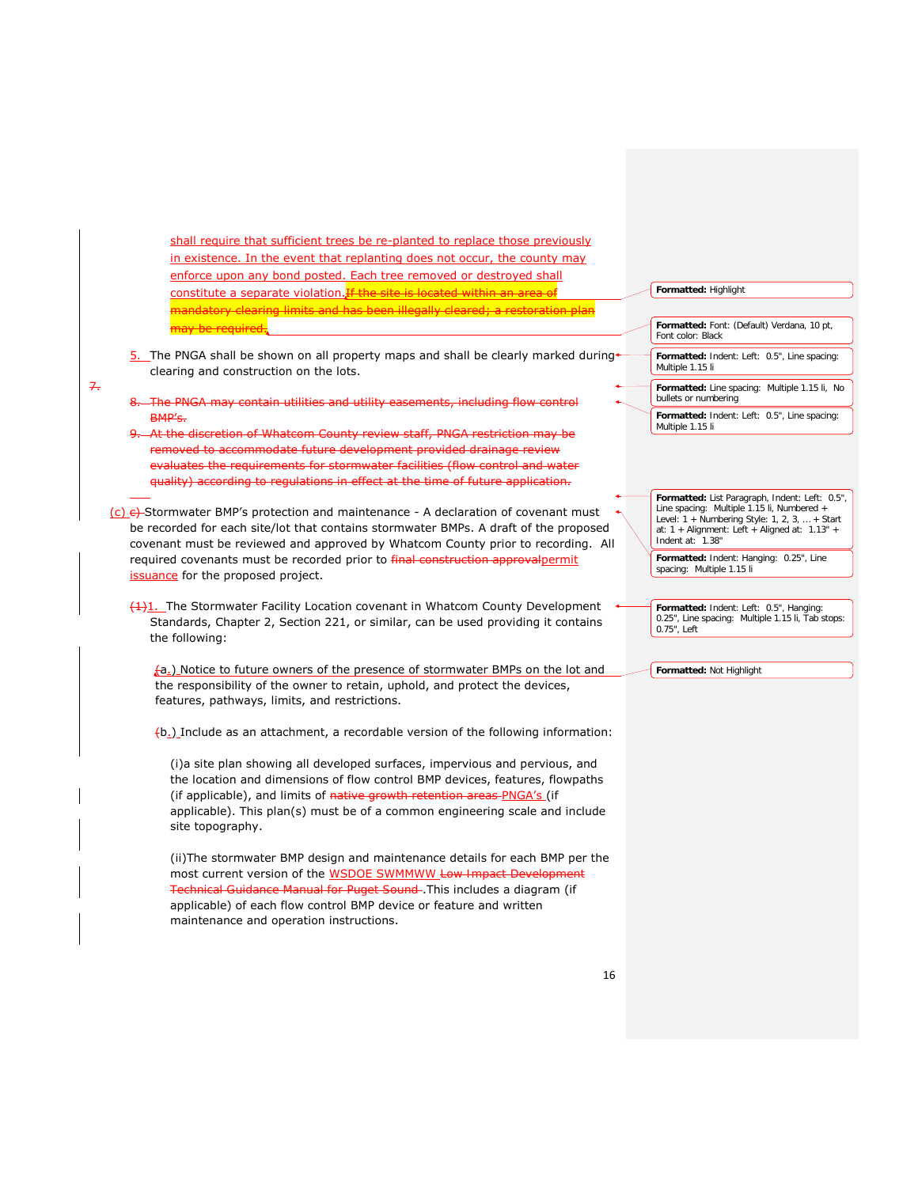shall require that sufficient trees be re-planted to replace those previously in existence. In the event that replanting does not occur, the county may enforce upon any bond posted. Each tree removed or destroyed shall constitute a separate violation. ~~If the site is located within an area of mandatory clearing limits and has been illegally cleared; a restoration plan may be required.~~

5. The PNGA shall be shown on all property maps and shall be clearly marked during clearing and construction on the lots.

~~7.~~

~~8. The PNGA may contain utilities and utility easements, including flow control BMP's.~~

~~9. At the discretion of Whatcom County review staff, PNGA restriction may be removed to accommodate future development provided drainage review evaluates the requirements for stormwater facilities (flow control and water quality) according to regulations in effect at the time of future application.~~

(c) ~~c)~~ Stormwater BMP's protection and maintenance - A declaration of covenant must be recorded for each site/lot that contains stormwater BMPs. A draft of the proposed covenant must be reviewed and approved by Whatcom County prior to recording. All required covenants must be recorded prior to ~~final construction approval~~permit issuance for the proposed project.

~~(1)~~1. The Stormwater Facility Location covenant in Whatcom County Development Standards, Chapter 2, Section 221, or similar, can be used providing it contains the following:

~~(~~a.) Notice to future owners of the presence of stormwater BMPs on the lot and the responsibility of the owner to retain, uphold, and protect the devices, features, pathways, limits, and restrictions.

~~(~~b.) Include as an attachment, a recordable version of the following information:

(i)a site plan showing all developed surfaces, impervious and pervious, and the location and dimensions of flow control BMP devices, features, flowpaths (if applicable), and limits of ~~native growth retention areas~~ PNGA's (if applicable). This plan(s) must be of a common engineering scale and include site topography.

(ii)The stormwater BMP design and maintenance details for each BMP per the most current version of the WSDOE SWMMWW ~~Low Impact Development Technical Guidance Manual for Puget Sound~~ .This includes a diagram (if applicable) of each flow control BMP device or feature and written maintenance and operation instructions.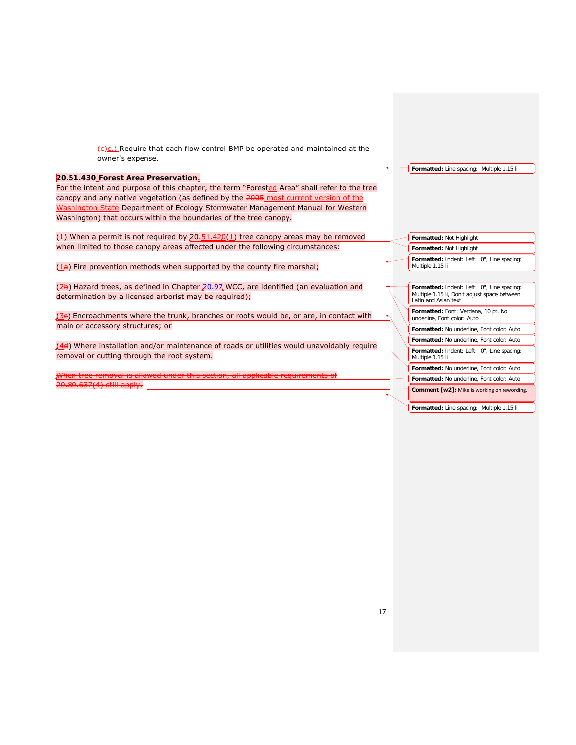(c)c.) Require that each flow control BMP be operated and maintained at the owner's expense.

**20.51.430 Forest Area Preservation.**

For the intent and purpose of this chapter, the term "Forested Area" shall refer to the tree canopy and any native vegetation (as defined by the 2005 most current version of the Washington State Department of Ecology Stormwater Management Manual for Western Washington) that occurs within the boundaries of the tree canopy.

(1) When a permit is not required by 20.51.420(1) tree canopy areas may be removed when limited to those canopy areas affected under the following circumstances:

(1a) Fire prevention methods when supported by the county fire marshal;

(2b) Hazard trees, as defined in Chapter 20.97 WCC, are identified (an evaluation and determination by a licensed arborist may be required);

(3c) Encroachments where the trunk, branches or roots would be, or are, in contact with main or accessory structures; or

(4d) Where installation and/or maintenance of roads or utilities would unavoidably require removal or cutting through the root system.

~~When tree removal is allowed under this section, all applicable requirements of 20.80.637(4) still apply.~~

Comment [w2]: Mike is working on rewording.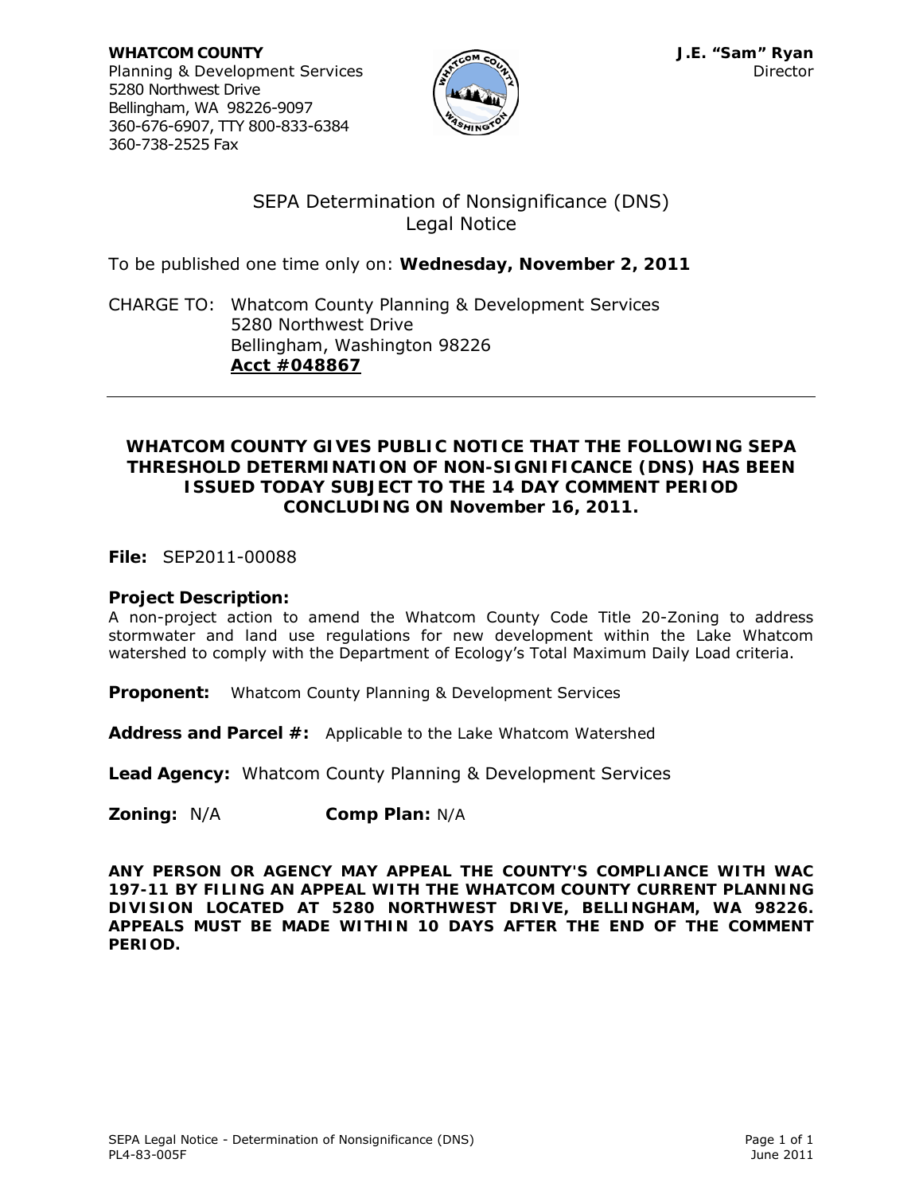**WHATCOM COUNTY**
Planning & Development Services
5280 Northwest Drive
Bellingham, WA 98226-9097
360-676-6907, TTY 800-833-6384
360-738-2525 Fax

**J.E. "Sam" Ryan**
Director

# SEPA Determination of Nonsignificance (DNS)
# Legal Notice

To be published one time only on: **Wednesday, November 2, 2011**

CHARGE TO: Whatcom County Planning & Development Services
5280 Northwest Drive
Bellingham, Washington 98226
**Acct #048867**

---

**WHATCOM COUNTY GIVES PUBLIC NOTICE THAT THE FOLLOWING SEPA THRESHOLD DETERMINATION OF NON-SIGNIFICANCE (DNS) HAS BEEN ISSUED TODAY SUBJECT TO THE 14 DAY COMMENT PERIOD CONCLUDING ON November 16, 2011.**

**File:** SEP2011-00088

**Project Description:**
A non-project action to amend the Whatcom County Code Title 20-Zoning to address stormwater and land use regulations for new development within the Lake Whatcom watershed to comply with the Department of Ecology's Total Maximum Daily Load criteria.

**Proponent:** Whatcom County Planning & Development Services

**Address and Parcel #:** Applicable to the Lake Whatcom Watershed

**Lead Agency:** Whatcom County Planning & Development Services

**Zoning:** N/A **Comp Plan:** N/A

**ANY PERSON OR AGENCY MAY APPEAL THE COUNTY'S COMPLIANCE WITH WAC 197-11 BY FILING AN APPEAL WITH THE WHATCOM COUNTY CURRENT PLANNING DIVISION LOCATED AT 5280 NORTHWEST DRIVE, BELLINGHAM, WA 98226. APPEALS MUST BE MADE WITHIN 10 DAYS AFTER THE END OF THE COMMENT PERIOD.**